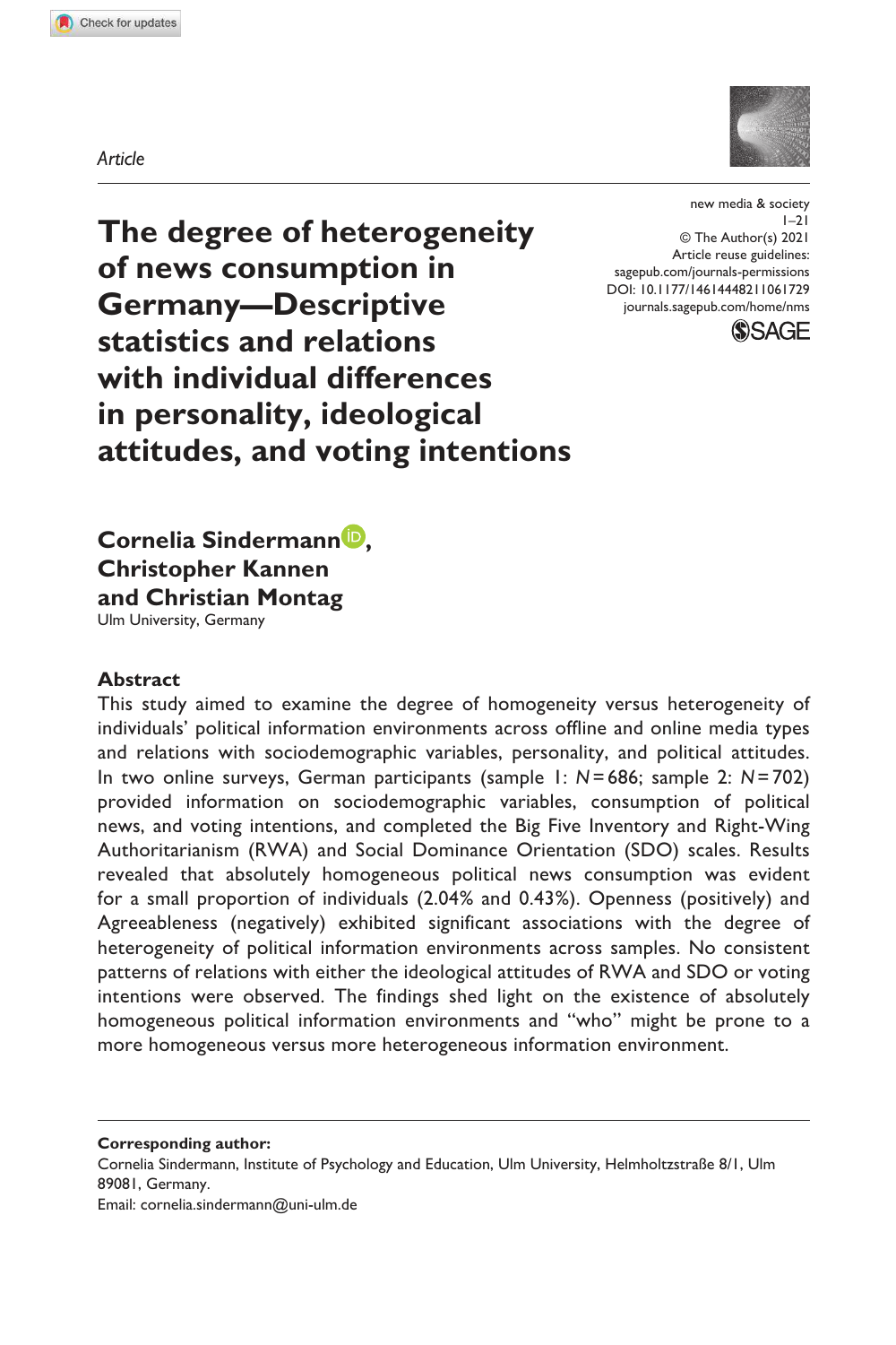*Article*

# The degree of heterogeneity of news consumption in Germany—Descriptive statistics and relations with individual differences in personality, ideological attitudes, and voting intentions

new media & society
© The Author(s) 2021
Article reuse guidelines: sagepub.com/journals-permissions
DOI: 10.1177/14614448211061729
journals.sagepub.com/home/nms

**Cornelia Sindermann, Christopher Kannen and Christian Montag**
Ulm University, Germany

## Abstract

This study aimed to examine the degree of homogeneity versus heterogeneity of individuals' political information environments across offline and online media types and relations with sociodemographic variables, personality, and political attitudes. In two online surveys, German participants (sample 1: $N = 686$; sample 2: $N = 702$) provided information on sociodemographic variables, consumption of political news, and voting intentions, and completed the Big Five Inventory and Right-Wing Authoritarianism (RWA) and Social Dominance Orientation (SDO) scales. Results revealed that absolutely homogeneous political news consumption was evident for a small proportion of individuals (2.04% and 0.43%). Openness (positively) and Agreeableness (negatively) exhibited significant associations with the degree of heterogeneity of political information environments across samples. No consistent patterns of relations with either the ideological attitudes of RWA and SDO or voting intentions were observed. The findings shed light on the existence of absolutely homogeneous political information environments and "who" might be prone to a more homogeneous versus more heterogeneous information environment.

**Corresponding author:**
Cornelia Sindermann, Institute of Psychology and Education, Ulm University, Helmholtzstraße 8/1, Ulm 89081, Germany.
Email: cornelia.sindermann@uni-ulm.de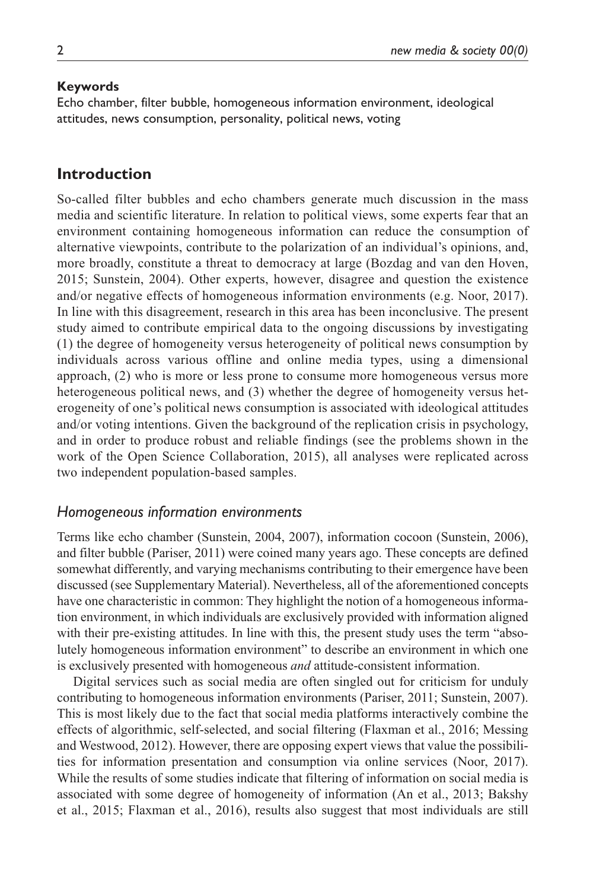**Keywords**

Echo chamber, filter bubble, homogeneous information environment, ideological attitudes, news consumption, personality, political news, voting

## Introduction

So-called filter bubbles and echo chambers generate much discussion in the mass media and scientific literature. In relation to political views, some experts fear that an environment containing homogeneous information can reduce the consumption of alternative viewpoints, contribute to the polarization of an individual's opinions, and, more broadly, constitute a threat to democracy at large (Bozdag and van den Hoven, 2015; Sunstein, 2004). Other experts, however, disagree and question the existence and/or negative effects of homogeneous information environments (e.g. Noor, 2017). In line with this disagreement, research in this area has been inconclusive. The present study aimed to contribute empirical data to the ongoing discussions by investigating (1) the degree of homogeneity versus heterogeneity of political news consumption by individuals across various offline and online media types, using a dimensional approach, (2) who is more or less prone to consume more homogeneous versus more heterogeneous political news, and (3) whether the degree of homogeneity versus heterogeneity of one's political news consumption is associated with ideological attitudes and/or voting intentions. Given the background of the replication crisis in psychology, and in order to produce robust and reliable findings (see the problems shown in the work of the Open Science Collaboration, 2015), all analyses were replicated across two independent population-based samples.

### *Homogeneous information environments*

Terms like echo chamber (Sunstein, 2004, 2007), information cocoon (Sunstein, 2006), and filter bubble (Pariser, 2011) were coined many years ago. These concepts are defined somewhat differently, and varying mechanisms contributing to their emergence have been discussed (see Supplementary Material). Nevertheless, all of the aforementioned concepts have one characteristic in common: They highlight the notion of a homogeneous information environment, in which individuals are exclusively provided with information aligned with their pre-existing attitudes. In line with this, the present study uses the term "absolutely homogeneous information environment" to describe an environment in which one is exclusively presented with homogeneous *and* attitude-consistent information.

Digital services such as social media are often singled out for criticism for unduly contributing to homogeneous information environments (Pariser, 2011; Sunstein, 2007). This is most likely due to the fact that social media platforms interactively combine the effects of algorithmic, self-selected, and social filtering (Flaxman et al., 2016; Messing and Westwood, 2012). However, there are opposing expert views that value the possibilities for information presentation and consumption via online services (Noor, 2017). While the results of some studies indicate that filtering of information on social media is associated with some degree of homogeneity of information (An et al., 2013; Bakshy et al., 2015; Flaxman et al., 2016), results also suggest that most individuals are still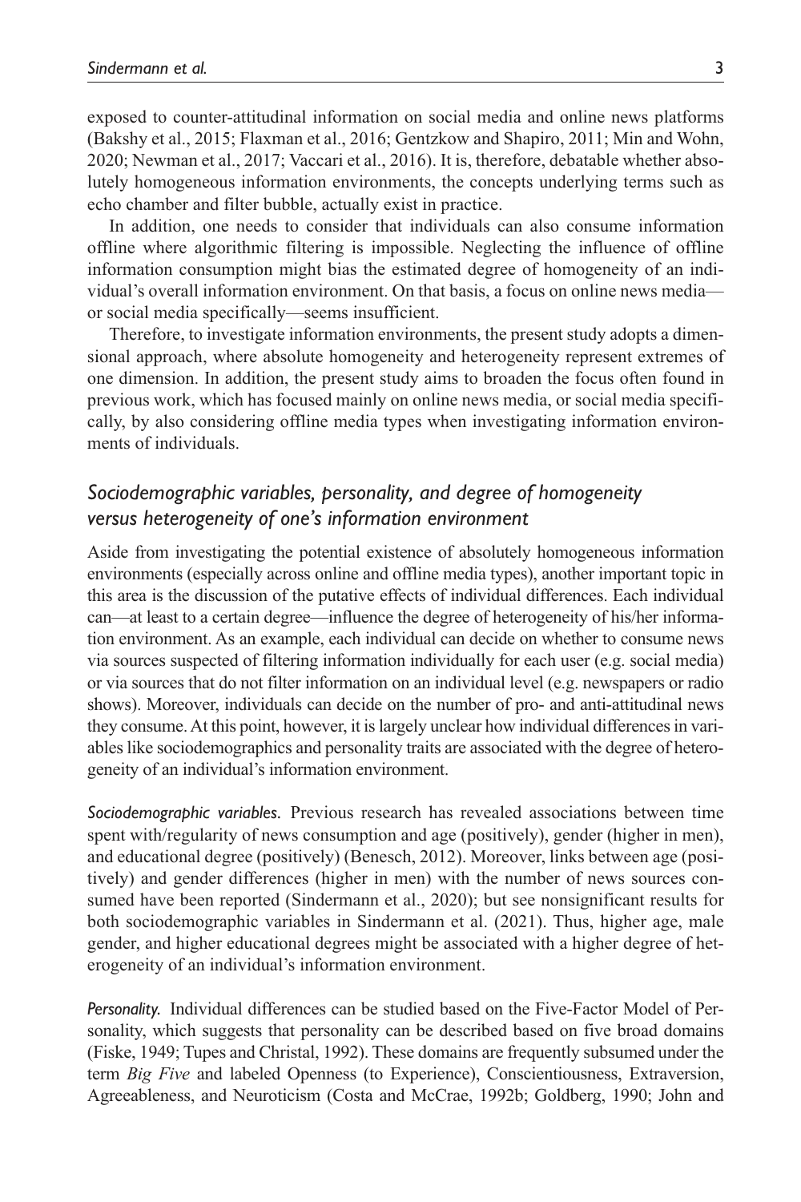exposed to counter-attitudinal information on social media and online news platforms (Bakshy et al., 2015; Flaxman et al., 2016; Gentzkow and Shapiro, 2011; Min and Wohn, 2020; Newman et al., 2017; Vaccari et al., 2016). It is, therefore, debatable whether absolutely homogeneous information environments, the concepts underlying terms such as echo chamber and filter bubble, actually exist in practice.

In addition, one needs to consider that individuals can also consume information offline where algorithmic filtering is impossible. Neglecting the influence of offline information consumption might bias the estimated degree of homogeneity of an individual's overall information environment. On that basis, a focus on online news media—or social media specifically—seems insufficient.

Therefore, to investigate information environments, the present study adopts a dimensional approach, where absolute homogeneity and heterogeneity represent extremes of one dimension. In addition, the present study aims to broaden the focus often found in previous work, which has focused mainly on online news media, or social media specifically, by also considering offline media types when investigating information environments of individuals.

## *Sociodemographic variables, personality, and degree of homogeneity versus heterogeneity of one's information environment*

Aside from investigating the potential existence of absolutely homogeneous information environments (especially across online and offline media types), another important topic in this area is the discussion of the putative effects of individual differences. Each individual can—at least to a certain degree—influence the degree of heterogeneity of his/her information environment. As an example, each individual can decide on whether to consume news via sources suspected of filtering information individually for each user (e.g. social media) or via sources that do not filter information on an individual level (e.g. newspapers or radio shows). Moreover, individuals can decide on the number of pro- and anti-attitudinal news they consume. At this point, however, it is largely unclear how individual differences in variables like sociodemographics and personality traits are associated with the degree of heterogeneity of an individual's information environment.

*Sociodemographic variables.* Previous research has revealed associations between time spent with/regularity of news consumption and age (positively), gender (higher in men), and educational degree (positively) (Benesch, 2012). Moreover, links between age (positively) and gender differences (higher in men) with the number of news sources consumed have been reported (Sindermann et al., 2020); but see nonsignificant results for both sociodemographic variables in Sindermann et al. (2021). Thus, higher age, male gender, and higher educational degrees might be associated with a higher degree of heterogeneity of an individual's information environment.

*Personality.* Individual differences can be studied based on the Five-Factor Model of Personality, which suggests that personality can be described based on five broad domains (Fiske, 1949; Tupes and Christal, 1992). These domains are frequently subsumed under the term *Big Five* and labeled Openness (to Experience), Conscientiousness, Extraversion, Agreeableness, and Neuroticism (Costa and McCrae, 1992b; Goldberg, 1990; John and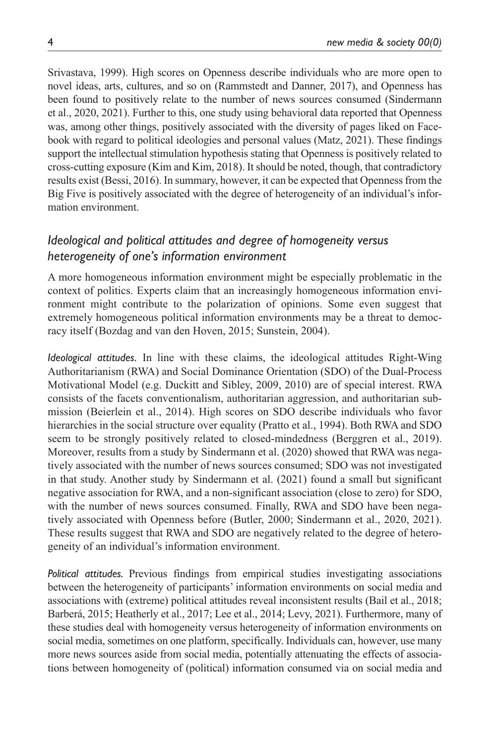Srivastava, 1999). High scores on Openness describe individuals who are more open to novel ideas, arts, cultures, and so on (Rammstedt and Danner, 2017), and Openness has been found to positively relate to the number of news sources consumed (Sindermann et al., 2020, 2021). Further to this, one study using behavioral data reported that Openness was, among other things, positively associated with the diversity of pages liked on Facebook with regard to political ideologies and personal values (Matz, 2021). These findings support the intellectual stimulation hypothesis stating that Openness is positively related to cross-cutting exposure (Kim and Kim, 2018). It should be noted, though, that contradictory results exist (Bessi, 2016). In summary, however, it can be expected that Openness from the Big Five is positively associated with the degree of heterogeneity of an individual's information environment.

## *Ideological and political attitudes and degree of homogeneity versus heterogeneity of one's information environment*

A more homogeneous information environment might be especially problematic in the context of politics. Experts claim that an increasingly homogeneous information environment might contribute to the polarization of opinions. Some even suggest that extremely homogeneous political information environments may be a threat to democracy itself (Bozdag and van den Hoven, 2015; Sunstein, 2004).

*Ideological attitudes.* In line with these claims, the ideological attitudes Right-Wing Authoritarianism (RWA) and Social Dominance Orientation (SDO) of the Dual-Process Motivational Model (e.g. Duckitt and Sibley, 2009, 2010) are of special interest. RWA consists of the facets conventionalism, authoritarian aggression, and authoritarian submission (Beierlein et al., 2014). High scores on SDO describe individuals who favor hierarchies in the social structure over equality (Pratto et al., 1994). Both RWA and SDO seem to be strongly positively related to closed-mindedness (Berggren et al., 2019). Moreover, results from a study by Sindermann et al. (2020) showed that RWA was negatively associated with the number of news sources consumed; SDO was not investigated in that study. Another study by Sindermann et al. (2021) found a small but significant negative association for RWA, and a non-significant association (close to zero) for SDO, with the number of news sources consumed. Finally, RWA and SDO have been negatively associated with Openness before (Butler, 2000; Sindermann et al., 2020, 2021). These results suggest that RWA and SDO are negatively related to the degree of heterogeneity of an individual's information environment.

*Political attitudes.* Previous findings from empirical studies investigating associations between the heterogeneity of participants' information environments on social media and associations with (extreme) political attitudes reveal inconsistent results (Bail et al., 2018; Barberá, 2015; Heatherly et al., 2017; Lee et al., 2014; Levy, 2021). Furthermore, many of these studies deal with homogeneity versus heterogeneity of information environments on social media, sometimes on one platform, specifically. Individuals can, however, use many more news sources aside from social media, potentially attenuating the effects of associations between homogeneity of (political) information consumed via on social media and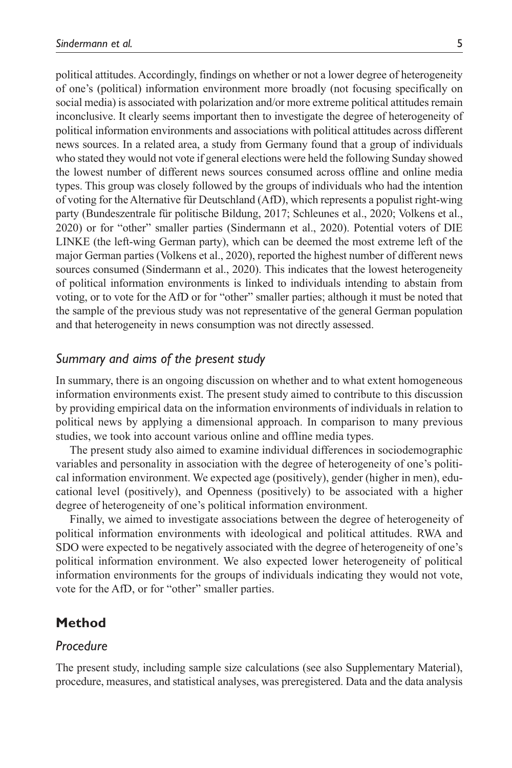political attitudes. Accordingly, findings on whether or not a lower degree of heterogeneity of one's (political) information environment more broadly (not focusing specifically on social media) is associated with polarization and/or more extreme political attitudes remain inconclusive. It clearly seems important then to investigate the degree of heterogeneity of political information environments and associations with political attitudes across different news sources. In a related area, a study from Germany found that a group of individuals who stated they would not vote if general elections were held the following Sunday showed the lowest number of different news sources consumed across offline and online media types. This group was closely followed by the groups of individuals who had the intention of voting for the Alternative für Deutschland (AfD), which represents a populist right-wing party (Bundeszentrale für politische Bildung, 2017; Schleunes et al., 2020; Volkens et al., 2020) or for "other" smaller parties (Sindermann et al., 2020). Potential voters of DIE LINKE (the left-wing German party), which can be deemed the most extreme left of the major German parties (Volkens et al., 2020), reported the highest number of different news sources consumed (Sindermann et al., 2020). This indicates that the lowest heterogeneity of political information environments is linked to individuals intending to abstain from voting, or to vote for the AfD or for "other" smaller parties; although it must be noted that the sample of the previous study was not representative of the general German population and that heterogeneity in news consumption was not directly assessed.

### *Summary and aims of the present study*

In summary, there is an ongoing discussion on whether and to what extent homogeneous information environments exist. The present study aimed to contribute to this discussion by providing empirical data on the information environments of individuals in relation to political news by applying a dimensional approach. In comparison to many previous studies, we took into account various online and offline media types.

The present study also aimed to examine individual differences in sociodemographic variables and personality in association with the degree of heterogeneity of one's political information environment. We expected age (positively), gender (higher in men), educational level (positively), and Openness (positively) to be associated with a higher degree of heterogeneity of one's political information environment.

Finally, we aimed to investigate associations between the degree of heterogeneity of political information environments with ideological and political attitudes. RWA and SDO were expected to be negatively associated with the degree of heterogeneity of one's political information environment. We also expected lower heterogeneity of political information environments for the groups of individuals indicating they would not vote, vote for the AfD, or for "other" smaller parties.

## **Method**

### *Procedure*

The present study, including sample size calculations (see also Supplementary Material), procedure, measures, and statistical analyses, was preregistered. Data and the data analysis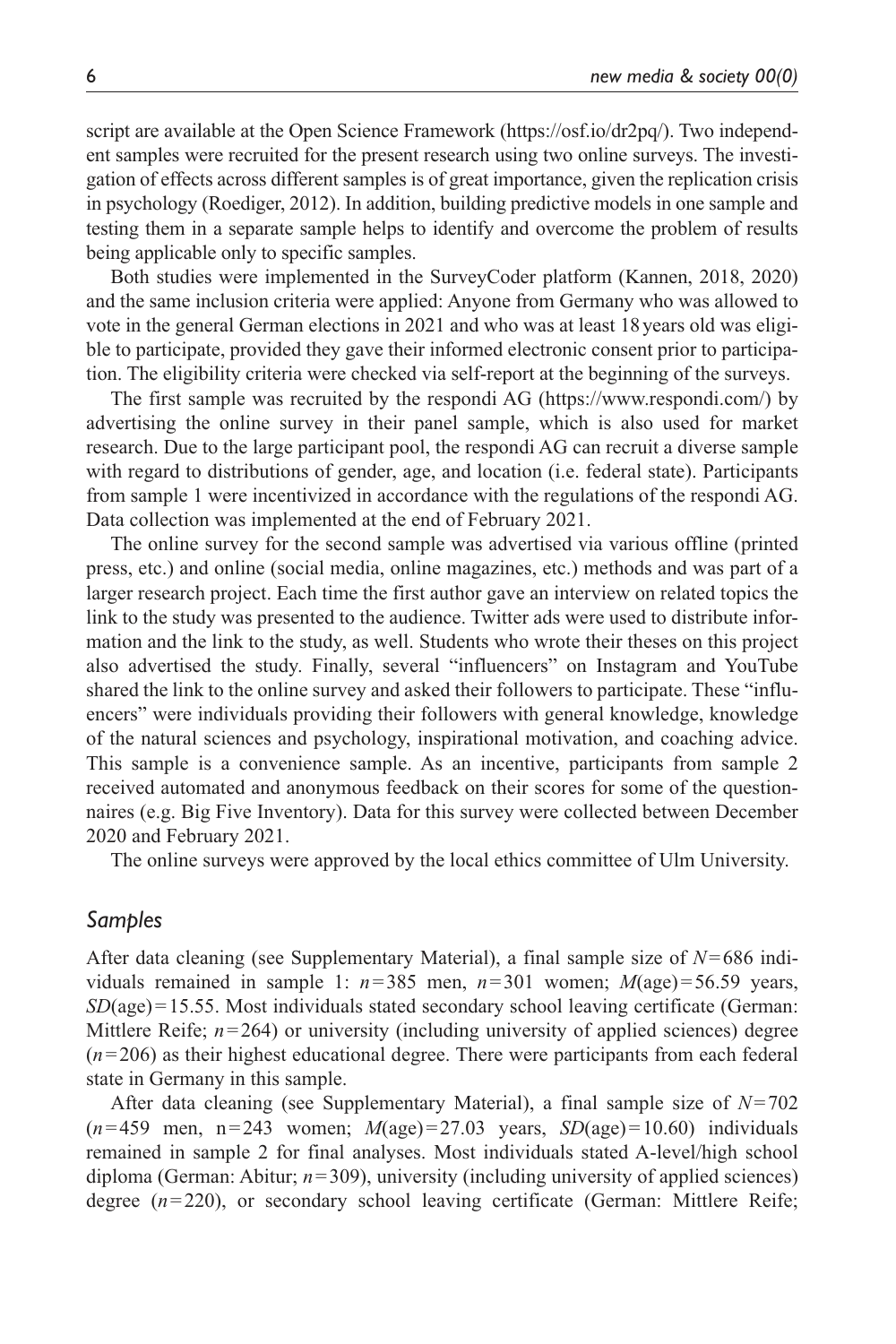script are available at the Open Science Framework (https://osf.io/dr2pq/). Two independent samples were recruited for the present research using two online surveys. The investigation of effects across different samples is of great importance, given the replication crisis in psychology (Roediger, 2012). In addition, building predictive models in one sample and testing them in a separate sample helps to identify and overcome the problem of results being applicable only to specific samples.

Both studies were implemented in the SurveyCoder platform (Kannen, 2018, 2020) and the same inclusion criteria were applied: Anyone from Germany who was allowed to vote in the general German elections in 2021 and who was at least 18 years old was eligible to participate, provided they gave their informed electronic consent prior to participation. The eligibility criteria were checked via self-report at the beginning of the surveys.

The first sample was recruited by the respondi AG (https://www.respondi.com/) by advertising the online survey in their panel sample, which is also used for market research. Due to the large participant pool, the respondi AG can recruit a diverse sample with regard to distributions of gender, age, and location (i.e. federal state). Participants from sample 1 were incentivized in accordance with the regulations of the respondi AG. Data collection was implemented at the end of February 2021.

The online survey for the second sample was advertised via various offline (printed press, etc.) and online (social media, online magazines, etc.) methods and was part of a larger research project. Each time the first author gave an interview on related topics the link to the study was presented to the audience. Twitter ads were used to distribute information and the link to the study, as well. Students who wrote their theses on this project also advertised the study. Finally, several "influencers" on Instagram and YouTube shared the link to the online survey and asked their followers to participate. These "influencers" were individuals providing their followers with general knowledge, knowledge of the natural sciences and psychology, inspirational motivation, and coaching advice. This sample is a convenience sample. As an incentive, participants from sample 2 received automated and anonymous feedback on their scores for some of the questionnaires (e.g. Big Five Inventory). Data for this survey were collected between December 2020 and February 2021.

The online surveys were approved by the local ethics committee of Ulm University.

### *Samples*

After data cleaning (see Supplementary Material), a final sample size of $N = 686$ individuals remained in sample 1: $n = 385$ men, $n = 301$ women; $M(\text{age}) = 56.59$ years, $SD(\text{age}) = 15.55$. Most individuals stated secondary school leaving certificate (German: Mittlere Reife; $n = 264$) or university (including university of applied sciences) degree ($n = 206$) as their highest educational degree. There were participants from each federal state in Germany in this sample.

After data cleaning (see Supplementary Material), a final sample size of $N = 702$ ($n = 459$ men, $n = 243$ women; $M(\text{age}) = 27.03$ years, $SD(\text{age}) = 10.60$) individuals remained in sample 2 for final analyses. Most individuals stated A-level/high school diploma (German: Abitur; $n = 309$), university (including university of applied sciences) degree ($n = 220$), or secondary school leaving certificate (German: Mittlere Reife;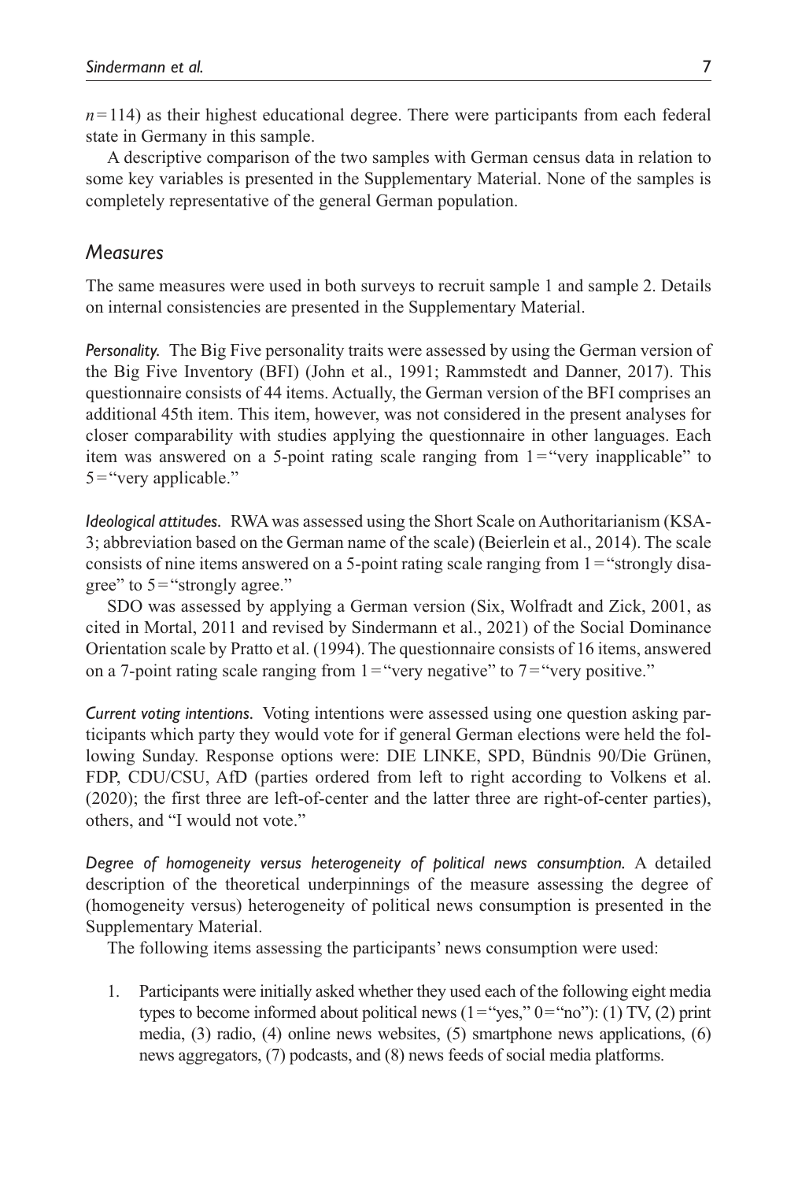$n=114$) as their highest educational degree. There were participants from each federal state in Germany in this sample.

A descriptive comparison of the two samples with German census data in relation to some key variables is presented in the Supplementary Material. None of the samples is completely representative of the general German population.

## *Measures*

The same measures were used in both surveys to recruit sample 1 and sample 2. Details on internal consistencies are presented in the Supplementary Material.

*Personality.* The Big Five personality traits were assessed by using the German version of the Big Five Inventory (BFI) (John et al., 1991; Rammstedt and Danner, 2017). This questionnaire consists of 44 items. Actually, the German version of the BFI comprises an additional 45th item. This item, however, was not considered in the present analyses for closer comparability with studies applying the questionnaire in other languages. Each item was answered on a 5-point rating scale ranging from 1 = "very inapplicable" to 5 = "very applicable."

*Ideological attitudes.* RWA was assessed using the Short Scale on Authoritarianism (KSA-3; abbreviation based on the German name of the scale) (Beierlein et al., 2014). The scale consists of nine items answered on a 5-point rating scale ranging from 1 = "strongly disagree" to 5 = "strongly agree."

SDO was assessed by applying a German version (Six, Wolfradt and Zick, 2001, as cited in Mortal, 2011 and revised by Sindermann et al., 2021) of the Social Dominance Orientation scale by Pratto et al. (1994). The questionnaire consists of 16 items, answered on a 7-point rating scale ranging from 1 = "very negative" to 7 = "very positive."

*Current voting intentions.* Voting intentions were assessed using one question asking participants which party they would vote for if general German elections were held the following Sunday. Response options were: DIE LINKE, SPD, Bündnis 90/Die Grünen, FDP, CDU/CSU, AfD (parties ordered from left to right according to Volkens et al. (2020); the first three are left-of-center and the latter three are right-of-center parties), others, and "I would not vote."

*Degree of homogeneity versus heterogeneity of political news consumption.* A detailed description of the theoretical underpinnings of the measure assessing the degree of (homogeneity versus) heterogeneity of political news consumption is presented in the Supplementary Material.

The following items assessing the participants' news consumption were used:

1. Participants were initially asked whether they used each of the following eight media types to become informed about political news (1 = "yes," 0 = "no"): (1) TV, (2) print media, (3) radio, (4) online news websites, (5) smartphone news applications, (6) news aggregators, (7) podcasts, and (8) news feeds of social media platforms.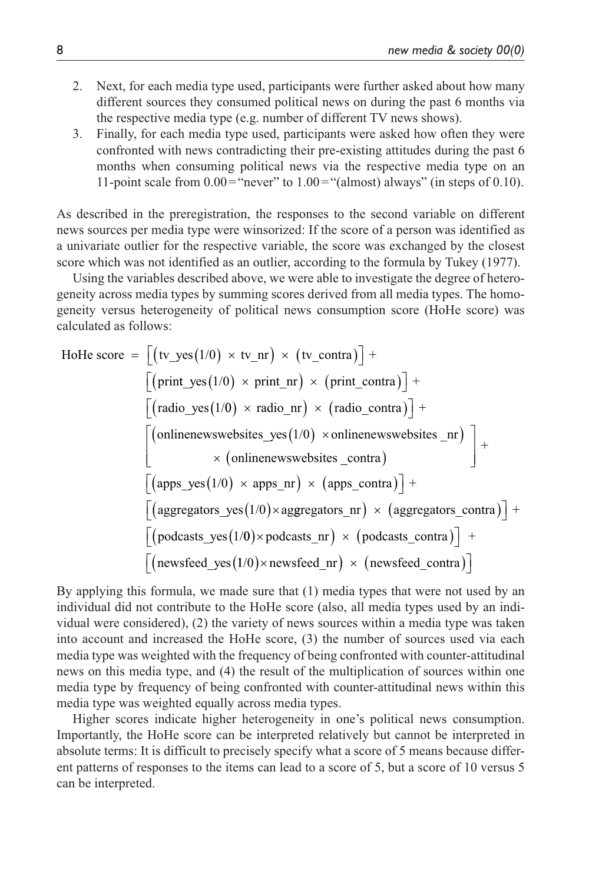2. Next, for each media type used, participants were further asked about how many different sources they consumed political news on during the past 6 months via the respective media type (e.g. number of different TV news shows).
3. Finally, for each media type used, participants were asked how often they were confronted with news contradicting their pre-existing attitudes during the past 6 months when consuming political news via the respective media type on an 11-point scale from 0.00 = "never" to 1.00 = "(almost) always" (in steps of 0.10).

As described in the preregistration, the responses to the second variable on different news sources per media type were winsorized: If the score of a person was identified as a univariate outlier for the respective variable, the score was exchanged by the closest score which was not identified as an outlier, according to the formula by Tukey (1977).

Using the variables described above, we were able to investigate the degree of heterogeneity across media types by summing scores derived from all media types. The homogeneity versus heterogeneity of political news consumption score (HoHe score) was calculated as follows:

$$
\begin{aligned}
\text{HoHe score} = {} & \left[\left(\text{tv\_yes}(1/0) \times \text{tv\_nr}\right) \times \left(\text{tv\_contra}\right)\right] + \\
& \left[\left(\text{print\_yes}(1/0) \times \text{print\_nr}\right) \times \left(\text{print\_contra}\right)\right] + \\
& \left[\left(\text{radio\_yes}(1/0) \times \text{radio\_nr}\right) \times \left(\text{radio\_contra}\right)\right] + \\
& \left[\begin{array}{c}\left(\text{onlinenewswebsites\_yes}(1/0) \times \text{onlinenewswebsites\_nr}\right) \\ \times \left(\text{onlinenewswebsites\_contra}\right)\end{array}\right] + \\
& \left[\left(\text{apps\_yes}(1/0) \times \text{apps\_nr}\right) \times \left(\text{apps\_contra}\right)\right] + \\
& \left[\left(\text{aggregators\_yes}(1/0) \times \text{aggregators\_nr}\right) \times \left(\text{aggregators\_contra}\right)\right] + \\
& \left[\left(\text{podcasts\_yes}(1/0) \times \text{podcasts\_nr}\right) \times \left(\text{podcasts\_contra}\right)\right] + \\
& \left[\left(\text{newsfeed\_yes}(1/0) \times \text{newsfeed\_nr}\right) \times \left(\text{newsfeed\_contra}\right)\right]
\end{aligned}
$$

By applying this formula, we made sure that (1) media types that were not used by an individual did not contribute to the HoHe score (also, all media types used by an individual were considered), (2) the variety of news sources within a media type was taken into account and increased the HoHe score, (3) the number of sources used via each media type was weighted with the frequency of being confronted with counter-attitudinal news on this media type, and (4) the result of the multiplication of sources within one media type by frequency of being confronted with counter-attitudinal news within this media type was weighted equally across media types.

Higher scores indicate higher heterogeneity in one's political news consumption. Importantly, the HoHe score can be interpreted relatively but cannot be interpreted in absolute terms: It is difficult to precisely specify what a score of 5 means because different patterns of responses to the items can lead to a score of 5, but a score of 10 versus 5 can be interpreted.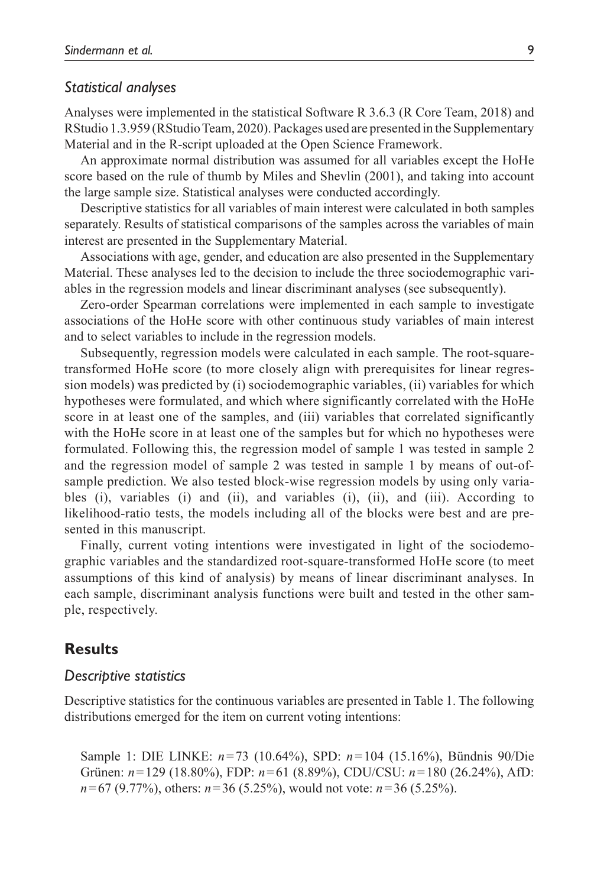### *Statistical analyses*

Analyses were implemented in the statistical Software R 3.6.3 (R Core Team, 2018) and RStudio 1.3.959 (RStudio Team, 2020). Packages used are presented in the Supplementary Material and in the R-script uploaded at the Open Science Framework.

An approximate normal distribution was assumed for all variables except the HoHe score based on the rule of thumb by Miles and Shevlin (2001), and taking into account the large sample size. Statistical analyses were conducted accordingly.

Descriptive statistics for all variables of main interest were calculated in both samples separately. Results of statistical comparisons of the samples across the variables of main interest are presented in the Supplementary Material.

Associations with age, gender, and education are also presented in the Supplementary Material. These analyses led to the decision to include the three sociodemographic variables in the regression models and linear discriminant analyses (see subsequently).

Zero-order Spearman correlations were implemented in each sample to investigate associations of the HoHe score with other continuous study variables of main interest and to select variables to include in the regression models.

Subsequently, regression models were calculated in each sample. The root-square-transformed HoHe score (to more closely align with prerequisites for linear regression models) was predicted by (i) sociodemographic variables, (ii) variables for which hypotheses were formulated, and which where significantly correlated with the HoHe score in at least one of the samples, and (iii) variables that correlated significantly with the HoHe score in at least one of the samples but for which no hypotheses were formulated. Following this, the regression model of sample 1 was tested in sample 2 and the regression model of sample 2 was tested in sample 1 by means of out-of-sample prediction. We also tested block-wise regression models by using only variables (i), variables (i) and (ii), and variables (i), (ii), and (iii). According to likelihood-ratio tests, the models including all of the blocks were best and are presented in this manuscript.

Finally, current voting intentions were investigated in light of the sociodemographic variables and the standardized root-square-transformed HoHe score (to meet assumptions of this kind of analysis) by means of linear discriminant analyses. In each sample, discriminant analysis functions were built and tested in the other sample, respectively.

## **Results**

### *Descriptive statistics*

Descriptive statistics for the continuous variables are presented in Table 1. The following distributions emerged for the item on current voting intentions:

> Sample 1: DIE LINKE: $n=73$ (10.64%), SPD: $n=104$ (15.16%), Bündnis 90/Die Grünen: $n=129$ (18.80%), FDP: $n=61$ (8.89%), CDU/CSU: $n=180$ (26.24%), AfD: $n=67$ (9.77%), others: $n=36$ (5.25%), would not vote: $n=36$ (5.25%).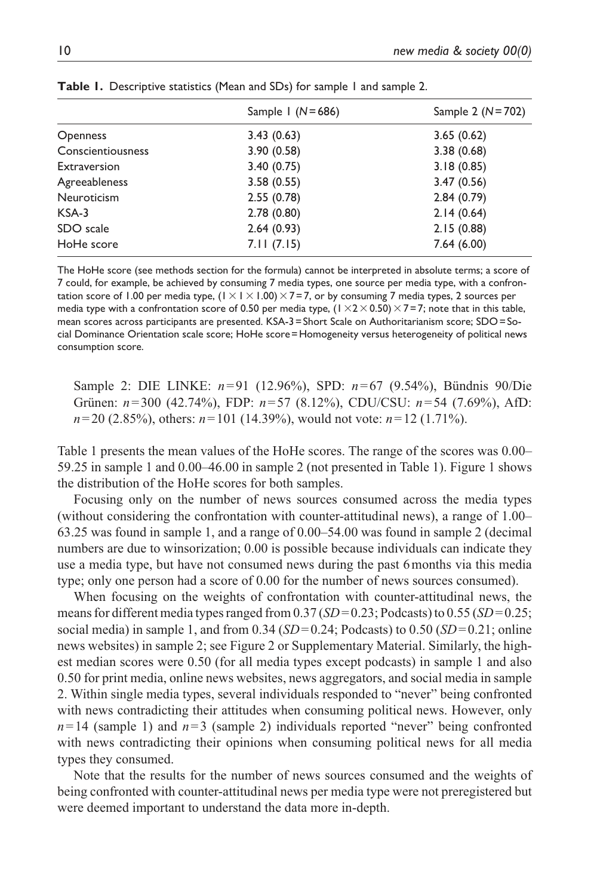**Table 1.** Descriptive statistics (Mean and SDs) for sample 1 and sample 2.

| | Sample 1 ($N=686$) | Sample 2 ($N=702$) |
|---|---|---|
| Openness | 3.43 (0.63) | 3.65 (0.62) |
| Conscientiousness | 3.90 (0.58) | 3.38 (0.68) |
| Extraversion | 3.40 (0.75) | 3.18 (0.85) |
| Agreeableness | 3.58 (0.55) | 3.47 (0.56) |
| Neuroticism | 2.55 (0.78) | 2.84 (0.79) |
| KSA-3 | 2.78 (0.80) | 2.14 (0.64) |
| SDO scale | 2.64 (0.93) | 2.15 (0.88) |
| HoHe score | 7.11 (7.15) | 7.64 (6.00) |

The HoHe score (see methods section for the formula) cannot be interpreted in absolute terms; a score of 7 could, for example, be achieved by consuming 7 media types, one source per media type, with a confrontation score of 1.00 per media type, $(1 \times 1 \times 1.00) \times 7 = 7$, or by consuming 7 media types, 2 sources per media type with a confrontation score of 0.50 per media type, $(1 \times 2 \times 0.50) \times 7 = 7$; note that in this table, mean scores across participants are presented. KSA-3 = Short Scale on Authoritarianism score; SDO = Social Dominance Orientation scale score; HoHe score = Homogeneity versus heterogeneity of political news consumption score.

Sample 2: DIE LINKE: $n=91$ (12.96%), SPD: $n=67$ (9.54%), Bündnis 90/Die Grünen: $n=300$ (42.74%), FDP: $n=57$ (8.12%), CDU/CSU: $n=54$ (7.69%), AfD: $n=20$ (2.85%), others: $n=101$ (14.39%), would not vote: $n=12$ (1.71%).

Table 1 presents the mean values of the HoHe scores. The range of the scores was 0.00–59.25 in sample 1 and 0.00–46.00 in sample 2 (not presented in Table 1). Figure 1 shows the distribution of the HoHe scores for both samples.

Focusing only on the number of news sources consumed across the media types (without considering the confrontation with counter-attitudinal news), a range of 1.00–63.25 was found in sample 1, and a range of 0.00–54.00 was found in sample 2 (decimal numbers are due to winsorization; 0.00 is possible because individuals can indicate they use a media type, but have not consumed news during the past 6 months via this media type; only one person had a score of 0.00 for the number of news sources consumed).

When focusing on the weights of confrontation with counter-attitudinal news, the means for different media types ranged from 0.37 ($SD=0.23$; Podcasts) to 0.55 ($SD=0.25$; social media) in sample 1, and from 0.34 ($SD=0.24$; Podcasts) to 0.50 ($SD=0.21$; online news websites) in sample 2; see Figure 2 or Supplementary Material. Similarly, the highest median scores were 0.50 (for all media types except podcasts) in sample 1 and also 0.50 for print media, online news websites, news aggregators, and social media in sample 2. Within single media types, several individuals responded to "never" being confronted with news contradicting their attitudes when consuming political news. However, only $n=14$ (sample 1) and $n=3$ (sample 2) individuals reported "never" being confronted with news contradicting their opinions when consuming political news for all media types they consumed.

Note that the results for the number of news sources consumed and the weights of being confronted with counter-attitudinal news per media type were not preregistered but were deemed important to understand the data more in-depth.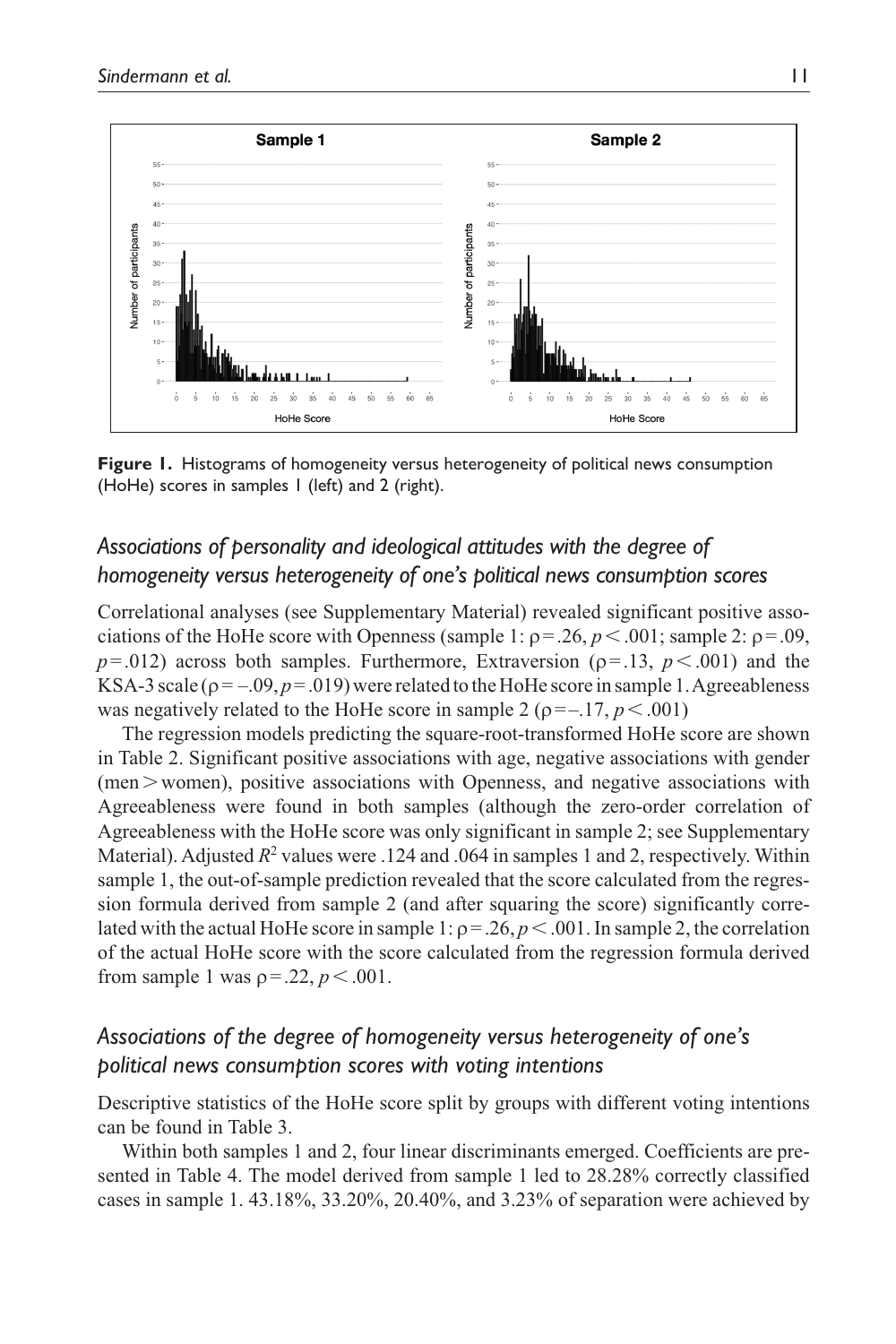**Sample 1**

Number of participants

0 5 10 15 20 25 30 35 40 45 50 55

0 5 10 15 20 25 30 35 40 45 50 55 60 65

HoHe Score

**Sample 2**

Number of participants

0 5 10 15 20 25 30 35 40 45 50 55

0 5 10 15 20 25 30 35 40 45 50 55 60 65

HoHe Score

**Figure 1.** Histograms of homogeneity versus heterogeneity of political news consumption (HoHe) scores in samples 1 (left) and 2 (right).

## *Associations of personality and ideological attitudes with the degree of homogeneity versus heterogeneity of one's political news consumption scores*

Correlational analyses (see Supplementary Material) revealed significant positive associations of the HoHe score with Openness (sample 1: $\rho = .26$, $p < .001$; sample 2: $\rho = .09$, $p = .012$) across both samples. Furthermore, Extraversion ($\rho = .13$, $p < .001$) and the KSA-3 scale ($\rho = -.09$, $p = .019$) were related to the HoHe score in sample 1. Agreeableness was negatively related to the HoHe score in sample 2 ($\rho = -.17$, $p < .001$)

The regression models predicting the square-root-transformed HoHe score are shown in Table 2. Significant positive associations with age, negative associations with gender (men > women), positive associations with Openness, and negative associations with Agreeableness were found in both samples (although the zero-order correlation of Agreeableness with the HoHe score was only significant in sample 2; see Supplementary Material). Adjusted $R^2$ values were .124 and .064 in samples 1 and 2, respectively. Within sample 1, the out-of-sample prediction revealed that the score calculated from the regression formula derived from sample 2 (and after squaring the score) significantly correlated with the actual HoHe score in sample 1: $\rho = .26$, $p < .001$. In sample 2, the correlation of the actual HoHe score with the score calculated from the regression formula derived from sample 1 was $\rho = .22$, $p < .001$.

## *Associations of the degree of homogeneity versus heterogeneity of one's political news consumption scores with voting intentions*

Descriptive statistics of the HoHe score split by groups with different voting intentions can be found in Table 3.

Within both samples 1 and 2, four linear discriminants emerged. Coefficients are presented in Table 4. The model derived from sample 1 led to 28.28% correctly classified cases in sample 1. 43.18%, 33.20%, 20.40%, and 3.23% of separation were achieved by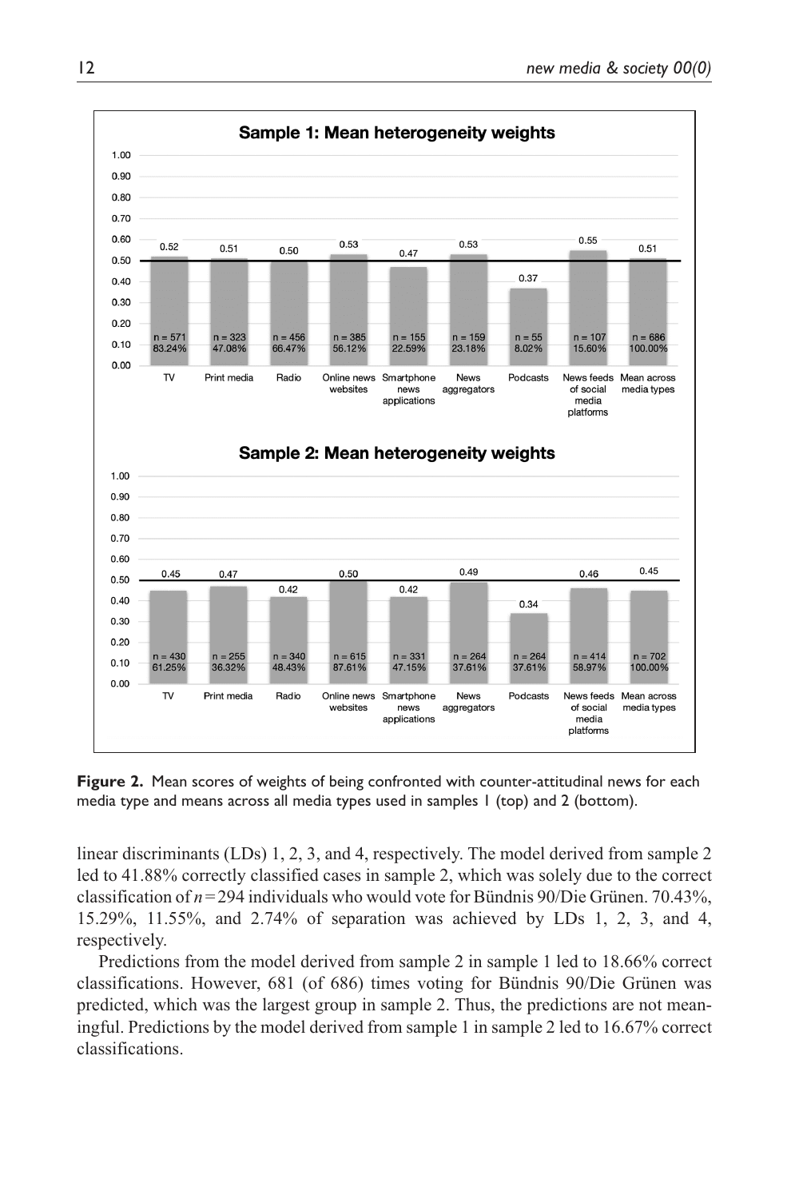**Figure 2.** Mean scores of weights of being confronted with counter-attitudinal news for each media type and means across all media types used in samples 1 (top) and 2 (bottom).

linear discriminants (LDs) 1, 2, 3, and 4, respectively. The model derived from sample 2 led to 41.88% correctly classified cases in sample 2, which was solely due to the correct classification of $n = 294$ individuals who would vote for Bündnis 90/Die Grünen. 70.43%, 15.29%, 11.55%, and 2.74% of separation was achieved by LDs 1, 2, 3, and 4, respectively.

Predictions from the model derived from sample 2 in sample 1 led to 18.66% correct classifications. However, 681 (of 686) times voting for Bündnis 90/Die Grünen was predicted, which was the largest group in sample 2. Thus, the predictions are not meaningful. Predictions by the model derived from sample 1 in sample 2 led to 16.67% correct classifications.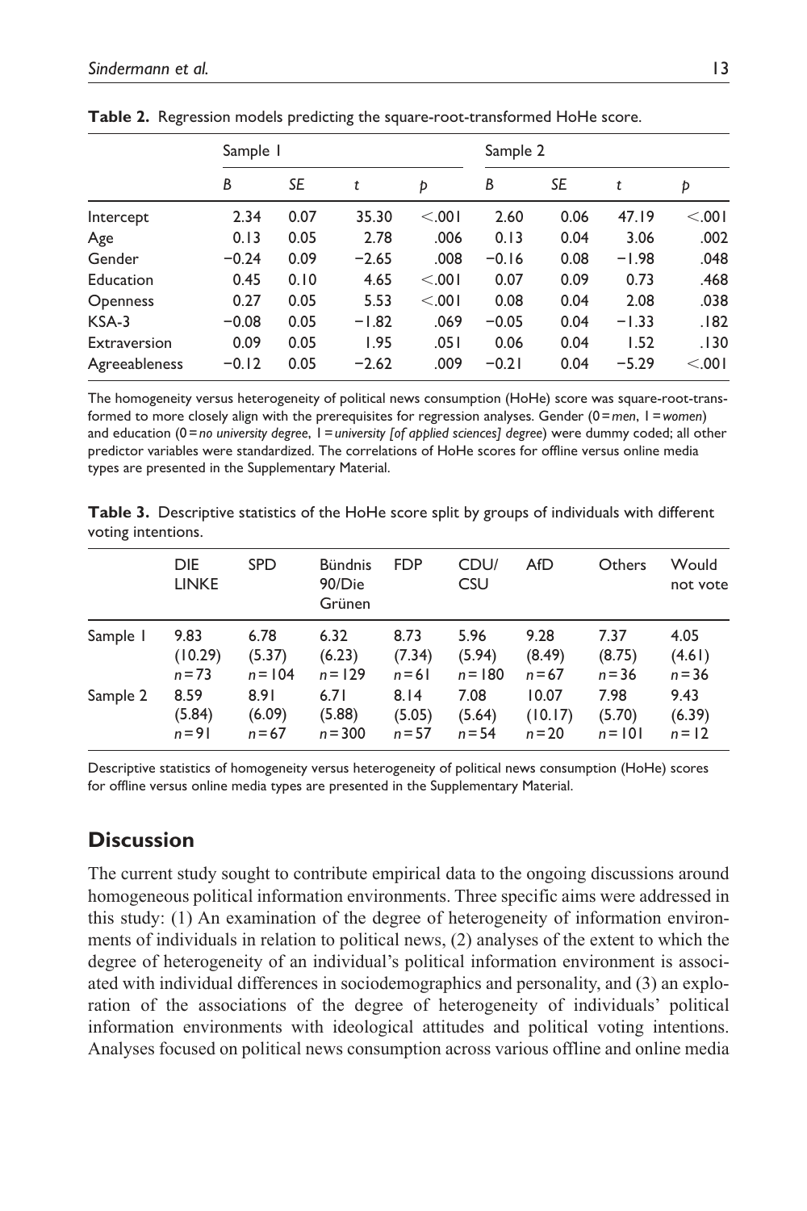**Table 2.** Regression models predicting the square-root-transformed HoHe score.

| | Sample 1 | | | | Sample 2 | | | |
|---|---|---|---|---|---|---|---|---|
| | *B* | *SE* | *t* | *p* | *B* | *SE* | *t* | *p* |
| Intercept | 2.34 | 0.07 | 35.30 | <.001 | 2.60 | 0.06 | 47.19 | <.001 |
| Age | 0.13 | 0.05 | 2.78 | .006 | 0.13 | 0.04 | 3.06 | .002 |
| Gender | −0.24 | 0.09 | −2.65 | .008 | −0.16 | 0.08 | −1.98 | .048 |
| Education | 0.45 | 0.10 | 4.65 | <.001 | 0.07 | 0.09 | 0.73 | .468 |
| Openness | 0.27 | 0.05 | 5.53 | <.001 | 0.08 | 0.04 | 2.08 | .038 |
| KSA-3 | −0.08 | 0.05 | −1.82 | .069 | −0.05 | 0.04 | −1.33 | .182 |
| Extraversion | 0.09 | 0.05 | 1.95 | .051 | 0.06 | 0.04 | 1.52 | .130 |
| Agreeableness | −0.12 | 0.05 | −2.62 | .009 | −0.21 | 0.04 | −5.29 | <.001 |

The homogeneity versus heterogeneity of political news consumption (HoHe) score was square-root-transformed to more closely align with the prerequisites for regression analyses. Gender (0 = *men*, 1 = *women*) and education (0 = *no university degree*, 1 = *university [of applied sciences] degree*) were dummy coded; all other predictor variables were standardized. The correlations of HoHe scores for offline versus online media types are presented in the Supplementary Material.

**Table 3.** Descriptive statistics of the HoHe score split by groups of individuals with different voting intentions.

| | DIE LINKE | SPD | Bündnis 90/Die Grünen | FDP | CDU/CSU | AfD | Others | Would not vote |
|---|---|---|---|---|---|---|---|---|
| Sample 1 | 9.83 (10.29) $n=73$ | 6.78 (5.37) $n=104$ | 6.32 (6.23) $n=129$ | 8.73 (7.34) $n=61$ | 5.96 (5.94) $n=180$ | 9.28 (8.49) $n=67$ | 7.37 (8.75) $n=36$ | 4.05 (4.61) $n=36$ |
| Sample 2 | 8.59 (5.84) $n=91$ | 8.91 (6.09) $n=67$ | 6.71 (5.88) $n=300$ | 8.14 (5.05) $n=57$ | 7.08 (5.64) $n=54$ | 10.07 (10.17) $n=20$ | 7.98 (5.70) $n=101$ | 9.43 (6.39) $n=12$ |

Descriptive statistics of homogeneity versus heterogeneity of political news consumption (HoHe) scores for offline versus online media types are presented in the Supplementary Material.

## Discussion

The current study sought to contribute empirical data to the ongoing discussions around homogeneous political information environments. Three specific aims were addressed in this study: (1) An examination of the degree of heterogeneity of information environments of individuals in relation to political news, (2) analyses of the extent to which the degree of heterogeneity of an individual's political information environment is associated with individual differences in sociodemographics and personality, and (3) an exploration of the associations of the degree of heterogeneity of individuals' political information environments with ideological attitudes and political voting intentions. Analyses focused on political news consumption across various offline and online media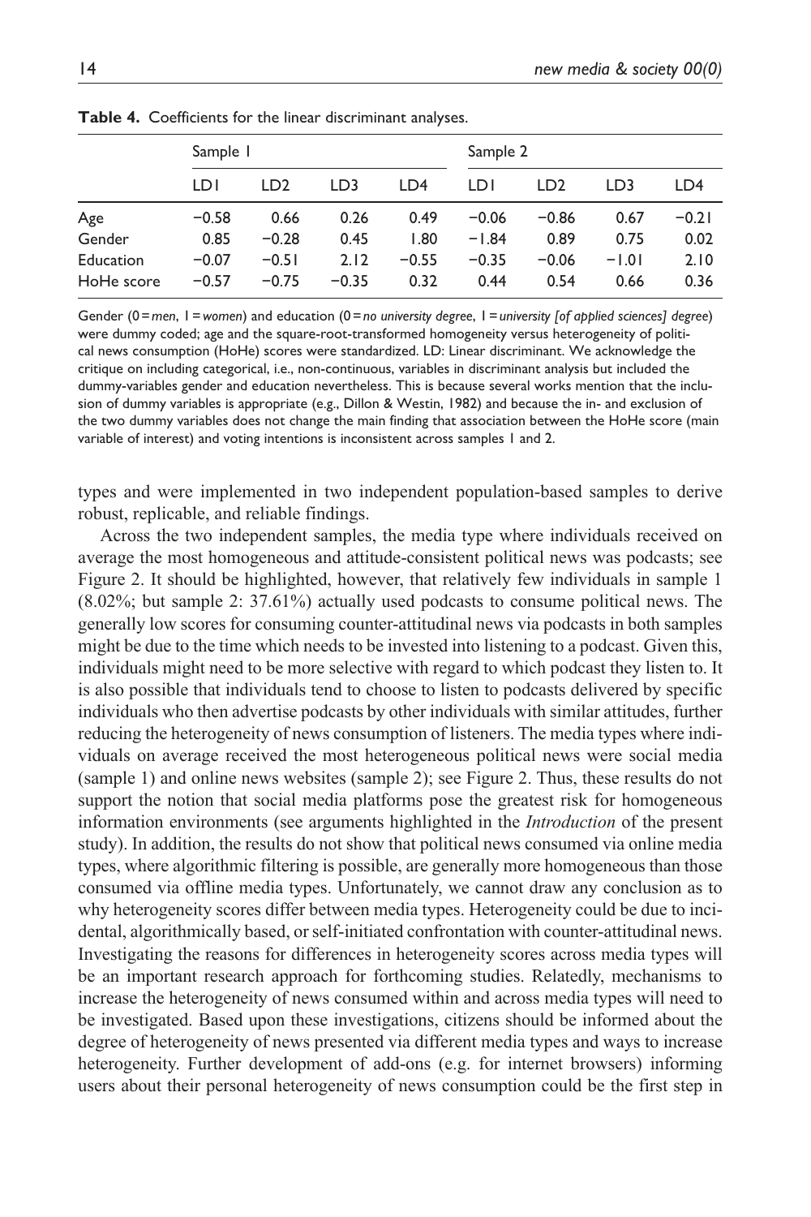**Table 4.** Coefficients for the linear discriminant analyses.

| | Sample 1 | | | | Sample 2 | | | |
|---|---|---|---|---|---|---|---|---|
| | LD1 | LD2 | LD3 | LD4 | LD1 | LD2 | LD3 | LD4 |
| Age | −0.58 | 0.66 | 0.26 | 0.49 | −0.06 | −0.86 | 0.67 | −0.21 |
| Gender | 0.85 | −0.28 | 0.45 | 1.80 | −1.84 | 0.89 | 0.75 | 0.02 |
| Education | −0.07 | −0.51 | 2.12 | −0.55 | −0.35 | −0.06 | −1.01 | 2.10 |
| HoHe score | −0.57 | −0.75 | −0.35 | 0.32 | 0.44 | 0.54 | 0.66 | 0.36 |

Gender (0 = *men*, 1 = *women*) and education (0 = *no university degree*, 1 = *university [of applied sciences] degree*) were dummy coded; age and the square-root-transformed homogeneity versus heterogeneity of political news consumption (HoHe) scores were standardized. LD: Linear discriminant. We acknowledge the critique on including categorical, i.e., non-continuous, variables in discriminant analysis but included the dummy-variables gender and education nevertheless. This is because several works mention that the inclusion of dummy variables is appropriate (e.g., Dillon & Westin, 1982) and because the in- and exclusion of the two dummy variables does not change the main finding that association between the HoHe score (main variable of interest) and voting intentions is inconsistent across samples 1 and 2.

types and were implemented in two independent population-based samples to derive robust, replicable, and reliable findings.

Across the two independent samples, the media type where individuals received on average the most homogeneous and attitude-consistent political news was podcasts; see Figure 2. It should be highlighted, however, that relatively few individuals in sample 1 (8.02%; but sample 2: 37.61%) actually used podcasts to consume political news. The generally low scores for consuming counter-attitudinal news via podcasts in both samples might be due to the time which needs to be invested into listening to a podcast. Given this, individuals might need to be more selective with regard to which podcast they listen to. It is also possible that individuals tend to choose to listen to podcasts delivered by specific individuals who then advertise podcasts by other individuals with similar attitudes, further reducing the heterogeneity of news consumption of listeners. The media types where individuals on average received the most heterogeneous political news were social media (sample 1) and online news websites (sample 2); see Figure 2. Thus, these results do not support the notion that social media platforms pose the greatest risk for homogeneous information environments (see arguments highlighted in the *Introduction* of the present study). In addition, the results do not show that political news consumed via online media types, where algorithmic filtering is possible, are generally more homogeneous than those consumed via offline media types. Unfortunately, we cannot draw any conclusion as to why heterogeneity scores differ between media types. Heterogeneity could be due to incidental, algorithmically based, or self-initiated confrontation with counter-attitudinal news. Investigating the reasons for differences in heterogeneity scores across media types will be an important research approach for forthcoming studies. Relatedly, mechanisms to increase the heterogeneity of news consumed within and across media types will need to be investigated. Based upon these investigations, citizens should be informed about the degree of heterogeneity of news presented via different media types and ways to increase heterogeneity. Further development of add-ons (e.g. for internet browsers) informing users about their personal heterogeneity of news consumption could be the first step in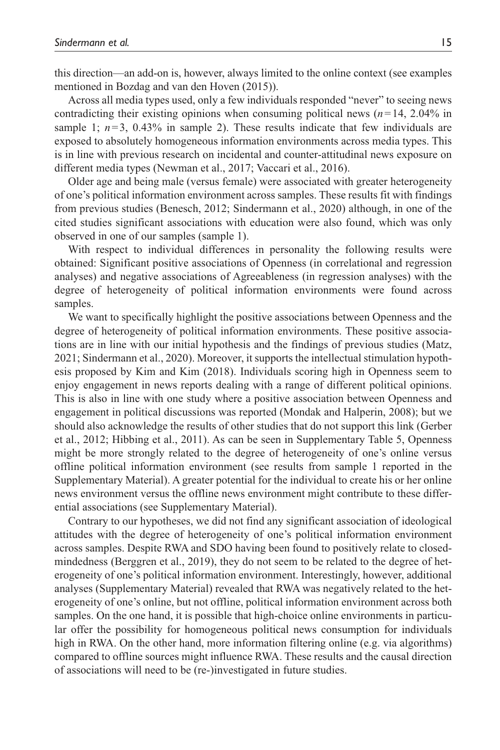this direction—an add-on is, however, always limited to the online context (see examples mentioned in Bozdag and van den Hoven (2015)).

Across all media types used, only a few individuals responded "never" to seeing news contradicting their existing opinions when consuming political news ($n = 14$, 2.04% in sample 1; $n = 3$, 0.43% in sample 2). These results indicate that few individuals are exposed to absolutely homogeneous information environments across media types. This is in line with previous research on incidental and counter-attitudinal news exposure on different media types (Newman et al., 2017; Vaccari et al., 2016).

Older age and being male (versus female) were associated with greater heterogeneity of one's political information environment across samples. These results fit with findings from previous studies (Benesch, 2012; Sindermann et al., 2020) although, in one of the cited studies significant associations with education were also found, which was only observed in one of our samples (sample 1).

With respect to individual differences in personality the following results were obtained: Significant positive associations of Openness (in correlational and regression analyses) and negative associations of Agreeableness (in regression analyses) with the degree of heterogeneity of political information environments were found across samples.

We want to specifically highlight the positive associations between Openness and the degree of heterogeneity of political information environments. These positive associations are in line with our initial hypothesis and the findings of previous studies (Matz, 2021; Sindermann et al., 2020). Moreover, it supports the intellectual stimulation hypothesis proposed by Kim and Kim (2018). Individuals scoring high in Openness seem to enjoy engagement in news reports dealing with a range of different political opinions. This is also in line with one study where a positive association between Openness and engagement in political discussions was reported (Mondak and Halperin, 2008); but we should also acknowledge the results of other studies that do not support this link (Gerber et al., 2012; Hibbing et al., 2011). As can be seen in Supplementary Table 5, Openness might be more strongly related to the degree of heterogeneity of one's online versus offline political information environment (see results from sample 1 reported in the Supplementary Material). A greater potential for the individual to create his or her online news environment versus the offline news environment might contribute to these differential associations (see Supplementary Material).

Contrary to our hypotheses, we did not find any significant association of ideological attitudes with the degree of heterogeneity of one's political information environment across samples. Despite RWA and SDO having been found to positively relate to closed-mindedness (Berggren et al., 2019), they do not seem to be related to the degree of heterogeneity of one's political information environment. Interestingly, however, additional analyses (Supplementary Material) revealed that RWA was negatively related to the heterogeneity of one's online, but not offline, political information environment across both samples. On the one hand, it is possible that high-choice online environments in particular offer the possibility for homogeneous political news consumption for individuals high in RWA. On the other hand, more information filtering online (e.g. via algorithms) compared to offline sources might influence RWA. These results and the causal direction of associations will need to be (re-)investigated in future studies.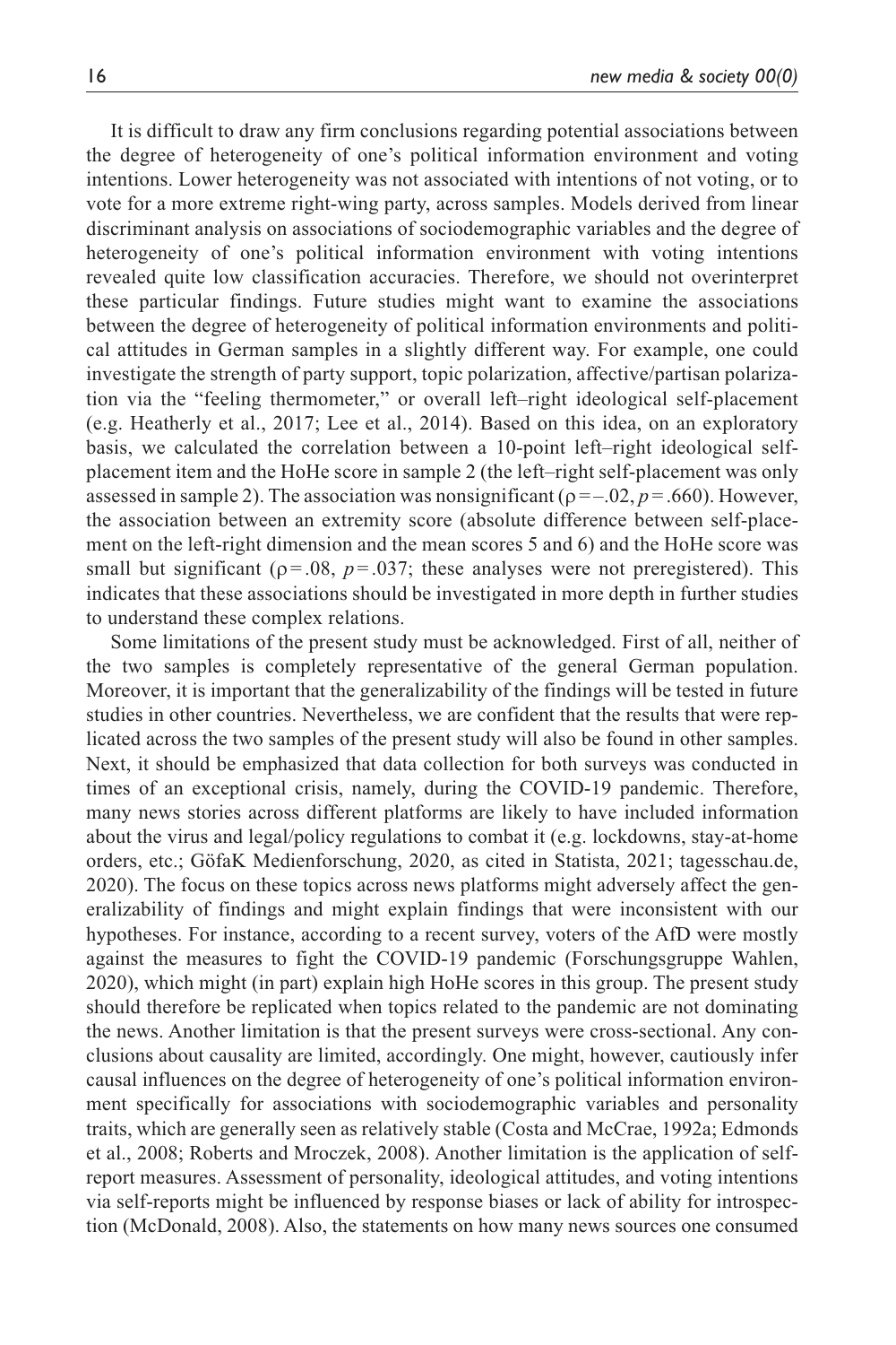It is difficult to draw any firm conclusions regarding potential associations between the degree of heterogeneity of one's political information environment and voting intentions. Lower heterogeneity was not associated with intentions of not voting, or to vote for a more extreme right-wing party, across samples. Models derived from linear discriminant analysis on associations of sociodemographic variables and the degree of heterogeneity of one's political information environment with voting intentions revealed quite low classification accuracies. Therefore, we should not overinterpret these particular findings. Future studies might want to examine the associations between the degree of heterogeneity of political information environments and political attitudes in German samples in a slightly different way. For example, one could investigate the strength of party support, topic polarization, affective/partisan polarization via the "feeling thermometer," or overall left–right ideological self-placement (e.g. Heatherly et al., 2017; Lee et al., 2014). Based on this idea, on an exploratory basis, we calculated the correlation between a 10-point left–right ideological self-placement item and the HoHe score in sample 2 (the left–right self-placement was only assessed in sample 2). The association was nonsignificant ($\rho = -.02$, $p = .660$). However, the association between an extremity score (absolute difference between self-placement on the left-right dimension and the mean scores 5 and 6) and the HoHe score was small but significant ($\rho = .08$, $p = .037$; these analyses were not preregistered). This indicates that these associations should be investigated in more depth in further studies to understand these complex relations.

Some limitations of the present study must be acknowledged. First of all, neither of the two samples is completely representative of the general German population. Moreover, it is important that the generalizability of the findings will be tested in future studies in other countries. Nevertheless, we are confident that the results that were replicated across the two samples of the present study will also be found in other samples. Next, it should be emphasized that data collection for both surveys was conducted in times of an exceptional crisis, namely, during the COVID-19 pandemic. Therefore, many news stories across different platforms are likely to have included information about the virus and legal/policy regulations to combat it (e.g. lockdowns, stay-at-home orders, etc.; GöfaK Medienforschung, 2020, as cited in Statista, 2021; tagesschau.de, 2020). The focus on these topics across news platforms might adversely affect the generalizability of findings and might explain findings that were inconsistent with our hypotheses. For instance, according to a recent survey, voters of the AfD were mostly against the measures to fight the COVID-19 pandemic (Forschungsgruppe Wahlen, 2020), which might (in part) explain high HoHe scores in this group. The present study should therefore be replicated when topics related to the pandemic are not dominating the news. Another limitation is that the present surveys were cross-sectional. Any conclusions about causality are limited, accordingly. One might, however, cautiously infer causal influences on the degree of heterogeneity of one's political information environment specifically for associations with sociodemographic variables and personality traits, which are generally seen as relatively stable (Costa and McCrae, 1992a; Edmonds et al., 2008; Roberts and Mroczek, 2008). Another limitation is the application of self-report measures. Assessment of personality, ideological attitudes, and voting intentions via self-reports might be influenced by response biases or lack of ability for introspection (McDonald, 2008). Also, the statements on how many news sources one consumed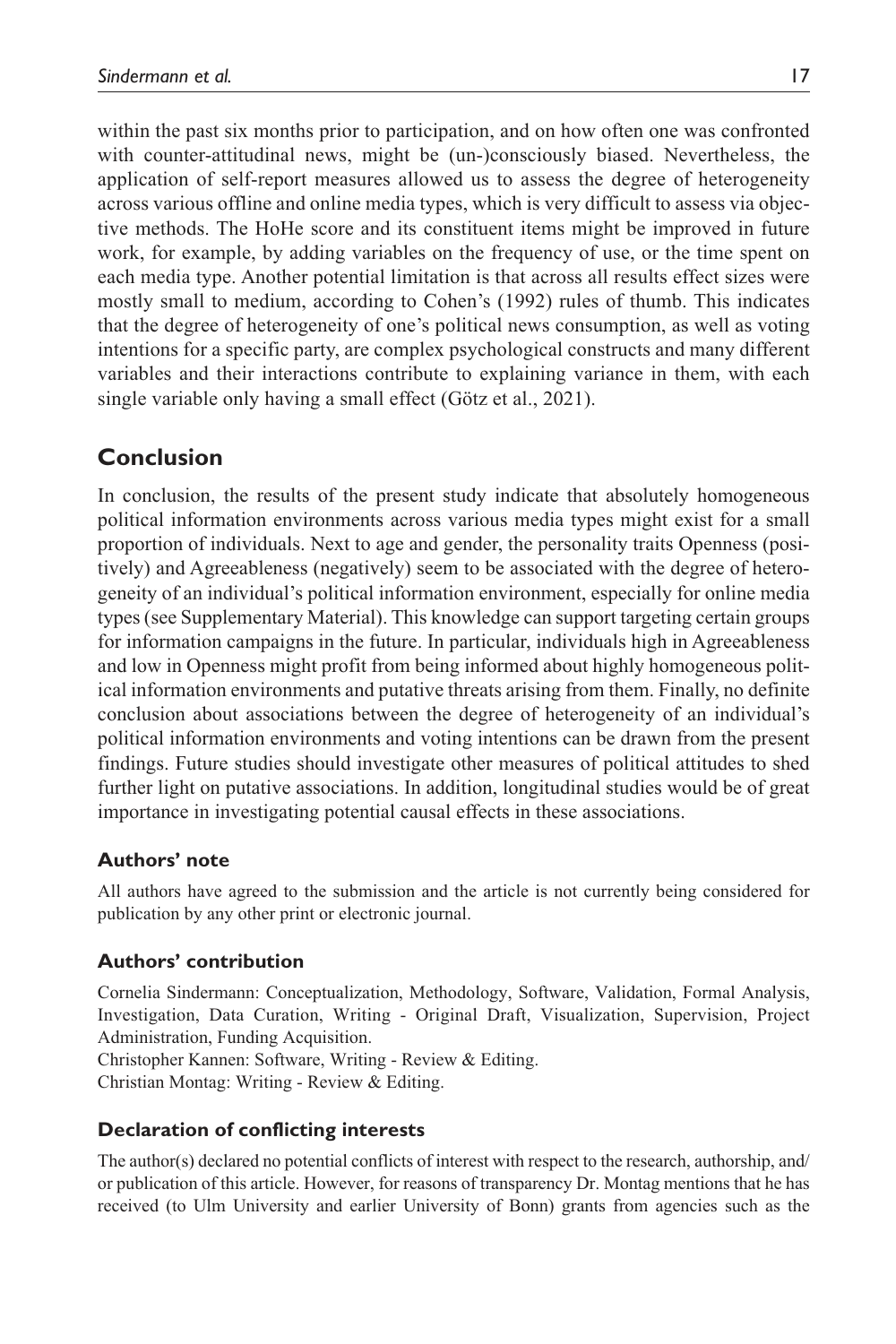within the past six months prior to participation, and on how often one was confronted with counter-attitudinal news, might be (un-)consciously biased. Nevertheless, the application of self-report measures allowed us to assess the degree of heterogeneity across various offline and online media types, which is very difficult to assess via objective methods. The HoHe score and its constituent items might be improved in future work, for example, by adding variables on the frequency of use, or the time spent on each media type. Another potential limitation is that across all results effect sizes were mostly small to medium, according to Cohen's (1992) rules of thumb. This indicates that the degree of heterogeneity of one's political news consumption, as well as voting intentions for a specific party, are complex psychological constructs and many different variables and their interactions contribute to explaining variance in them, with each single variable only having a small effect (Götz et al., 2021).

## Conclusion

In conclusion, the results of the present study indicate that absolutely homogeneous political information environments across various media types might exist for a small proportion of individuals. Next to age and gender, the personality traits Openness (positively) and Agreeableness (negatively) seem to be associated with the degree of heterogeneity of an individual's political information environment, especially for online media types (see Supplementary Material). This knowledge can support targeting certain groups for information campaigns in the future. In particular, individuals high in Agreeableness and low in Openness might profit from being informed about highly homogeneous political information environments and putative threats arising from them. Finally, no definite conclusion about associations between the degree of heterogeneity of an individual's political information environments and voting intentions can be drawn from the present findings. Future studies should investigate other measures of political attitudes to shed further light on putative associations. In addition, longitudinal studies would be of great importance in investigating potential causal effects in these associations.

### Authors' note

All authors have agreed to the submission and the article is not currently being considered for publication by any other print or electronic journal.

### Authors' contribution

Cornelia Sindermann: Conceptualization, Methodology, Software, Validation, Formal Analysis, Investigation, Data Curation, Writing - Original Draft, Visualization, Supervision, Project Administration, Funding Acquisition.
Christopher Kannen: Software, Writing - Review & Editing.
Christian Montag: Writing - Review & Editing.

### Declaration of conflicting interests

The author(s) declared no potential conflicts of interest with respect to the research, authorship, and/or publication of this article. However, for reasons of transparency Dr. Montag mentions that he has received (to Ulm University and earlier University of Bonn) grants from agencies such as the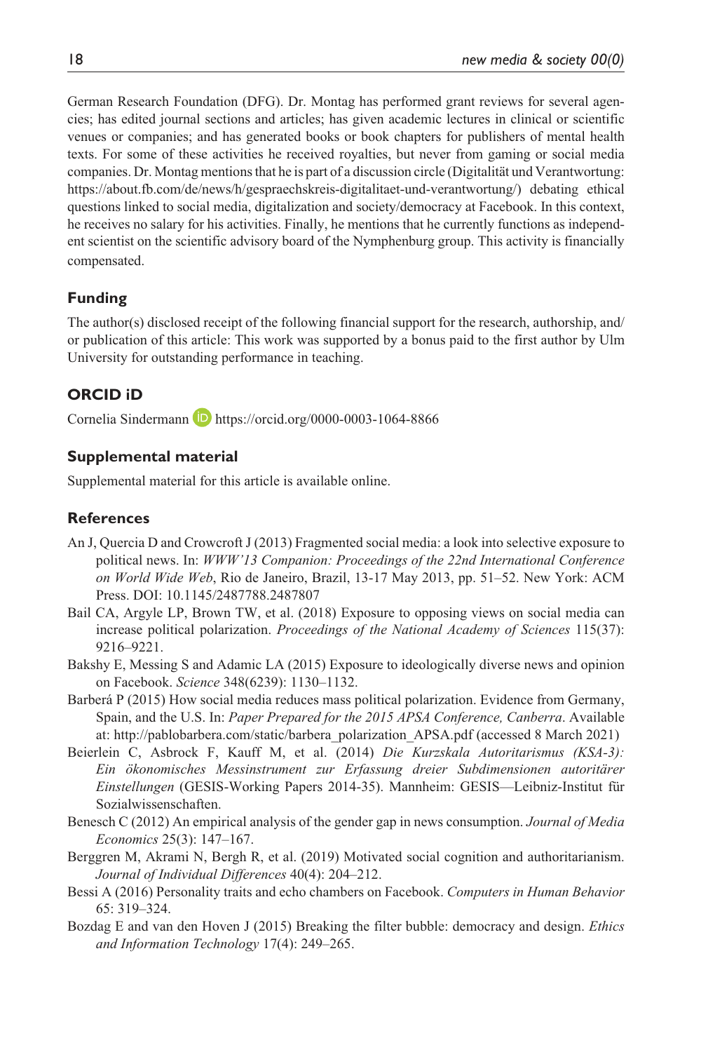German Research Foundation (DFG). Dr. Montag has performed grant reviews for several agencies; has edited journal sections and articles; has given academic lectures in clinical or scientific venues or companies; and has generated books or book chapters for publishers of mental health texts. For some of these activities he received royalties, but never from gaming or social media companies. Dr. Montag mentions that he is part of a discussion circle (Digitalität und Verantwortung: https://about.fb.com/de/news/h/gespraechskreis-digitalitaet-und-verantwortung/) debating ethical questions linked to social media, digitalization and society/democracy at Facebook. In this context, he receives no salary for his activities. Finally, he mentions that he currently functions as independent scientist on the scientific advisory board of the Nymphenburg group. This activity is financially compensated.

## Funding

The author(s) disclosed receipt of the following financial support for the research, authorship, and/or publication of this article: This work was supported by a bonus paid to the first author by Ulm University for outstanding performance in teaching.

## ORCID iD

Cornelia Sindermann https://orcid.org/0000-0003-1064-8866

## Supplemental material

Supplemental material for this article is available online.

## References

An J, Quercia D and Crowcroft J (2013) Fragmented social media: a look into selective exposure to political news. In: *WWW'13 Companion: Proceedings of the 22nd International Conference on World Wide Web*, Rio de Janeiro, Brazil, 13-17 May 2013, pp. 51–52. New York: ACM Press. DOI: 10.1145/2487788.2487807

Bail CA, Argyle LP, Brown TW, et al. (2018) Exposure to opposing views on social media can increase political polarization. *Proceedings of the National Academy of Sciences* 115(37): 9216–9221.

Bakshy E, Messing S and Adamic LA (2015) Exposure to ideologically diverse news and opinion on Facebook. *Science* 348(6239): 1130–1132.

Barberá P (2015) How social media reduces mass political polarization. Evidence from Germany, Spain, and the U.S. In: *Paper Prepared for the 2015 APSA Conference, Canberra*. Available at: http://pablobarbera.com/static/barbera_polarization_APSA.pdf (accessed 8 March 2021)

Beierlein C, Asbrock F, Kauff M, et al. (2014) *Die Kurzskala Autoritarismus (KSA-3): Ein ökonomisches Messinstrument zur Erfassung dreier Subdimensionen autoritärer Einstellungen* (GESIS-Working Papers 2014-35). Mannheim: GESIS—Leibniz-Institut für Sozialwissenschaften.

Benesch C (2012) An empirical analysis of the gender gap in news consumption. *Journal of Media Economics* 25(3): 147–167.

Berggren M, Akrami N, Bergh R, et al. (2019) Motivated social cognition and authoritarianism. *Journal of Individual Differences* 40(4): 204–212.

Bessi A (2016) Personality traits and echo chambers on Facebook. *Computers in Human Behavior* 65: 319–324.

Bozdag E and van den Hoven J (2015) Breaking the filter bubble: democracy and design. *Ethics and Information Technology* 17(4): 249–265.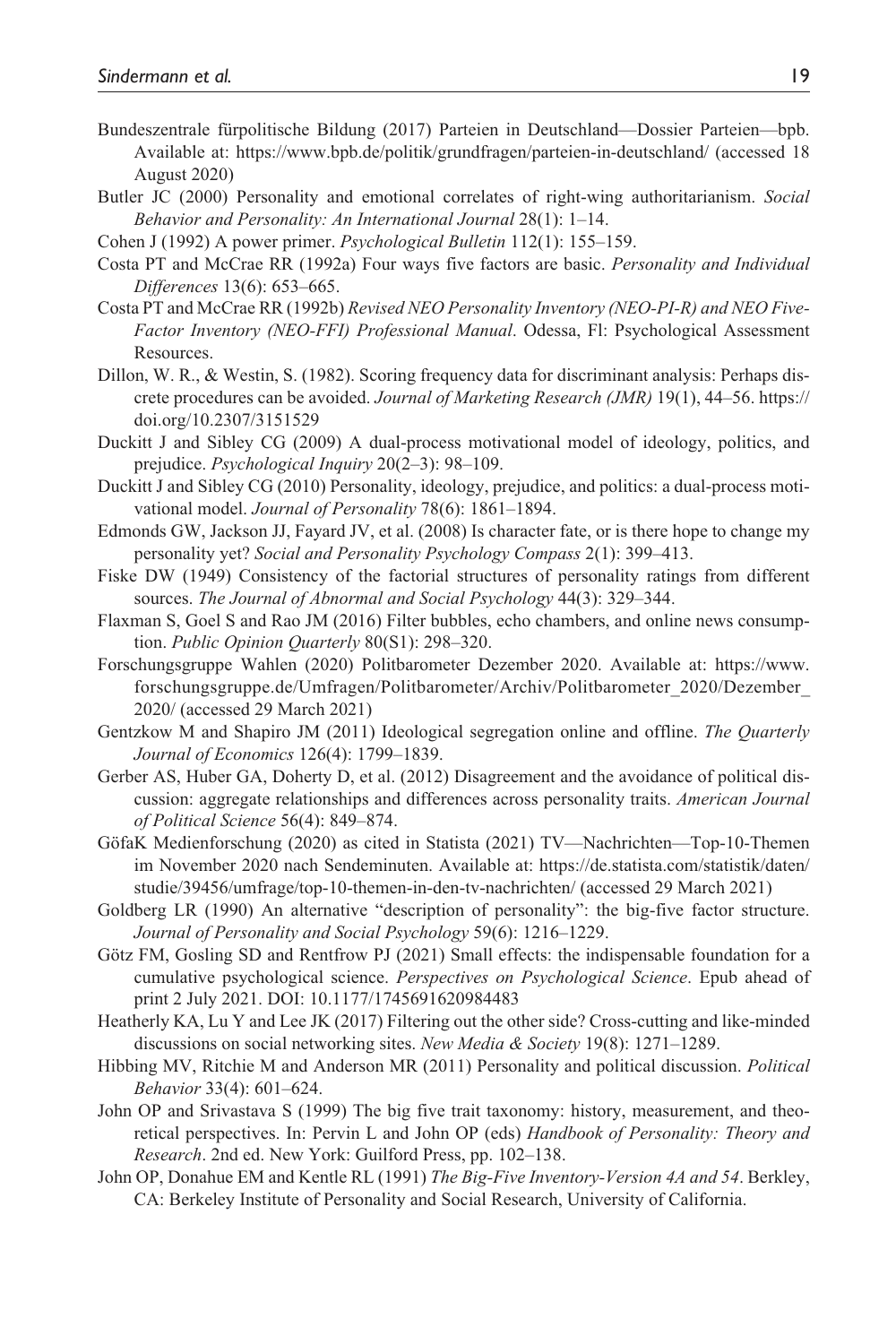Bundeszentrale fürpolitische Bildung (2017) Parteien in Deutschland—Dossier Parteien—bpb. Available at: https://www.bpb.de/politik/grundfragen/parteien-in-deutschland/ (accessed 18 August 2020)

Butler JC (2000) Personality and emotional correlates of right-wing authoritarianism. *Social Behavior and Personality: An International Journal* 28(1): 1–14.

Cohen J (1992) A power primer. *Psychological Bulletin* 112(1): 155–159.

Costa PT and McCrae RR (1992a) Four ways five factors are basic. *Personality and Individual Differences* 13(6): 653–665.

Costa PT and McCrae RR (1992b) *Revised NEO Personality Inventory (NEO-PI-R) and NEO Five-Factor Inventory (NEO-FFI) Professional Manual*. Odessa, Fl: Psychological Assessment Resources.

Dillon, W. R., & Westin, S. (1982). Scoring frequency data for discriminant analysis: Perhaps discrete procedures can be avoided. *Journal of Marketing Research (JMR)* 19(1), 44–56. https://doi.org/10.2307/3151529

Duckitt J and Sibley CG (2009) A dual-process motivational model of ideology, politics, and prejudice. *Psychological Inquiry* 20(2–3): 98–109.

Duckitt J and Sibley CG (2010) Personality, ideology, prejudice, and politics: a dual-process motivational model. *Journal of Personality* 78(6): 1861–1894.

Edmonds GW, Jackson JJ, Fayard JV, et al. (2008) Is character fate, or is there hope to change my personality yet? *Social and Personality Psychology Compass* 2(1): 399–413.

Fiske DW (1949) Consistency of the factorial structures of personality ratings from different sources. *The Journal of Abnormal and Social Psychology* 44(3): 329–344.

Flaxman S, Goel S and Rao JM (2016) Filter bubbles, echo chambers, and online news consumption. *Public Opinion Quarterly* 80(S1): 298–320.

Forschungsgruppe Wahlen (2020) Politbarometer Dezember 2020. Available at: https://www.forschungsgruppe.de/Umfragen/Politbarometer/Archiv/Politbarometer_2020/Dezember_2020/ (accessed 29 March 2021)

Gentzkow M and Shapiro JM (2011) Ideological segregation online and offline. *The Quarterly Journal of Economics* 126(4): 1799–1839.

Gerber AS, Huber GA, Doherty D, et al. (2012) Disagreement and the avoidance of political discussion: aggregate relationships and differences across personality traits. *American Journal of Political Science* 56(4): 849–874.

GöfaK Medienforschung (2020) as cited in Statista (2021) TV—Nachrichten—Top-10-Themen im November 2020 nach Sendeminuten. Available at: https://de.statista.com/statistik/daten/studie/39456/umfrage/top-10-themen-in-den-tv-nachrichten/ (accessed 29 March 2021)

Goldberg LR (1990) An alternative "description of personality": the big-five factor structure. *Journal of Personality and Social Psychology* 59(6): 1216–1229.

Götz FM, Gosling SD and Rentfrow PJ (2021) Small effects: the indispensable foundation for a cumulative psychological science. *Perspectives on Psychological Science*. Epub ahead of print 2 July 2021. DOI: 10.1177/1745691620984483

Heatherly KA, Lu Y and Lee JK (2017) Filtering out the other side? Cross-cutting and like-minded discussions on social networking sites. *New Media & Society* 19(8): 1271–1289.

Hibbing MV, Ritchie M and Anderson MR (2011) Personality and political discussion. *Political Behavior* 33(4): 601–624.

John OP and Srivastava S (1999) The big five trait taxonomy: history, measurement, and theoretical perspectives. In: Pervin L and John OP (eds) *Handbook of Personality: Theory and Research*. 2nd ed. New York: Guilford Press, pp. 102–138.

John OP, Donahue EM and Kentle RL (1991) *The Big-Five Inventory-Version 4A and 54*. Berkley, CA: Berkeley Institute of Personality and Social Research, University of California.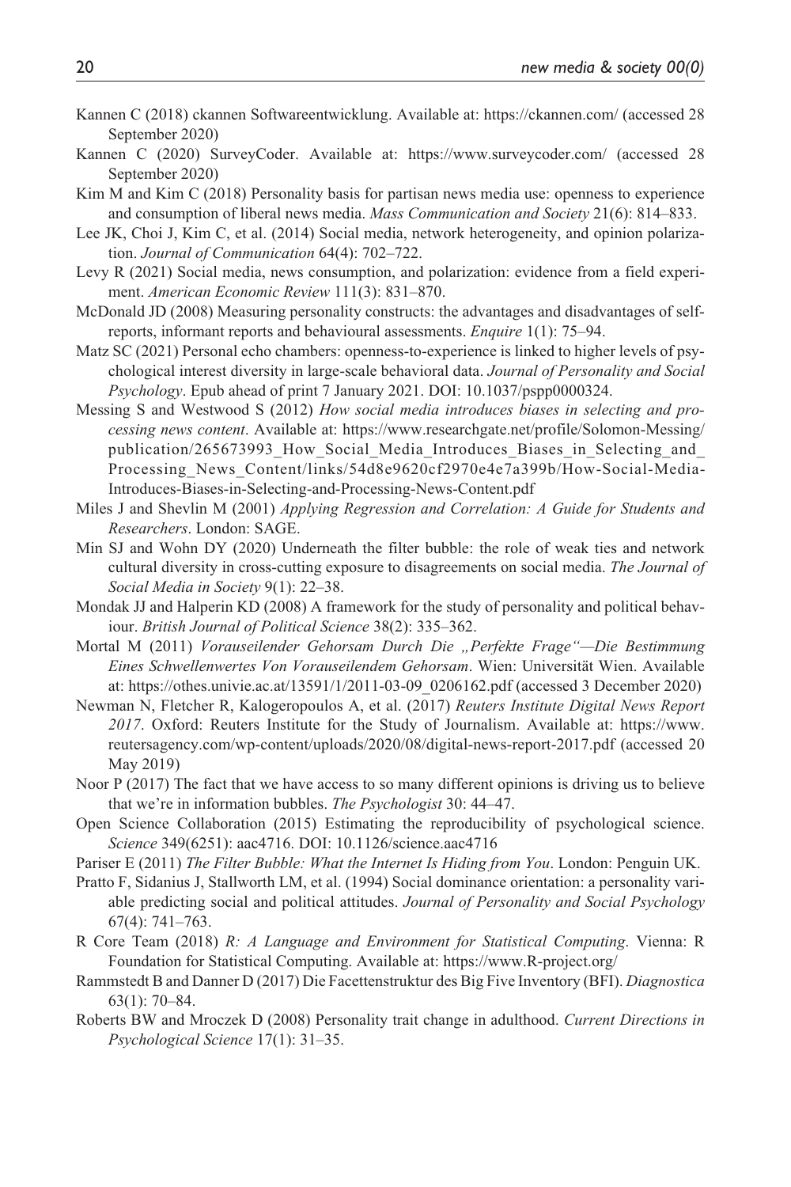Kannen C (2018) ckannen Softwareentwicklung. Available at: https://ckannen.com/ (accessed 28 September 2020)

Kannen C (2020) SurveyCoder. Available at: https://www.surveycoder.com/ (accessed 28 September 2020)

Kim M and Kim C (2018) Personality basis for partisan news media use: openness to experience and consumption of liberal news media. *Mass Communication and Society* 21(6): 814–833.

Lee JK, Choi J, Kim C, et al. (2014) Social media, network heterogeneity, and opinion polarization. *Journal of Communication* 64(4): 702–722.

Levy R (2021) Social media, news consumption, and polarization: evidence from a field experiment. *American Economic Review* 111(3): 831–870.

McDonald JD (2008) Measuring personality constructs: the advantages and disadvantages of self-reports, informant reports and behavioural assessments. *Enquire* 1(1): 75–94.

Matz SC (2021) Personal echo chambers: openness-to-experience is linked to higher levels of psychological interest diversity in large-scale behavioral data. *Journal of Personality and Social Psychology*. Epub ahead of print 7 January 2021. DOI: 10.1037/pspp0000324.

Messing S and Westwood S (2012) *How social media introduces biases in selecting and processing news content*. Available at: https://www.researchgate.net/profile/Solomon-Messing/publication/265673993_How_Social_Media_Introduces_Biases_in_Selecting_and_Processing_News_Content/links/54d8e9620cf2970e4e7a399b/How-Social-Media-Introduces-Biases-in-Selecting-and-Processing-News-Content.pdf

Miles J and Shevlin M (2001) *Applying Regression and Correlation: A Guide for Students and Researchers*. London: SAGE.

Min SJ and Wohn DY (2020) Underneath the filter bubble: the role of weak ties and network cultural diversity in cross-cutting exposure to disagreements on social media. *The Journal of Social Media in Society* 9(1): 22–38.

Mondak JJ and Halperin KD (2008) A framework for the study of personality and political behaviour. *British Journal of Political Science* 38(2): 335–362.

Mortal M (2011) *Vorauseilender Gehorsam Durch Die „Perfekte Frage"—Die Bestimmung Eines Schwellenwertes Von Vorauseilendem Gehorsam*. Wien: Universität Wien. Available at: https://othes.univie.ac.at/13591/1/2011-03-09_0206162.pdf (accessed 3 December 2020)

Newman N, Fletcher R, Kalogeropoulos A, et al. (2017) *Reuters Institute Digital News Report 2017*. Oxford: Reuters Institute for the Study of Journalism. Available at: https://www.reutersagency.com/wp-content/uploads/2020/08/digital-news-report-2017.pdf (accessed 20 May 2019)

Noor P (2017) The fact that we have access to so many different opinions is driving us to believe that we're in information bubbles. *The Psychologist* 30: 44–47.

Open Science Collaboration (2015) Estimating the reproducibility of psychological science. *Science* 349(6251): aac4716. DOI: 10.1126/science.aac4716

Pariser E (2011) *The Filter Bubble: What the Internet Is Hiding from You*. London: Penguin UK.

Pratto F, Sidanius J, Stallworth LM, et al. (1994) Social dominance orientation: a personality variable predicting social and political attitudes. *Journal of Personality and Social Psychology* 67(4): 741–763.

R Core Team (2018) *R: A Language and Environment for Statistical Computing*. Vienna: R Foundation for Statistical Computing. Available at: https://www.R-project.org/

Rammstedt B and Danner D (2017) Die Facettenstruktur des Big Five Inventory (BFI). *Diagnostica* 63(1): 70–84.

Roberts BW and Mroczek D (2008) Personality trait change in adulthood. *Current Directions in Psychological Science* 17(1): 31–35.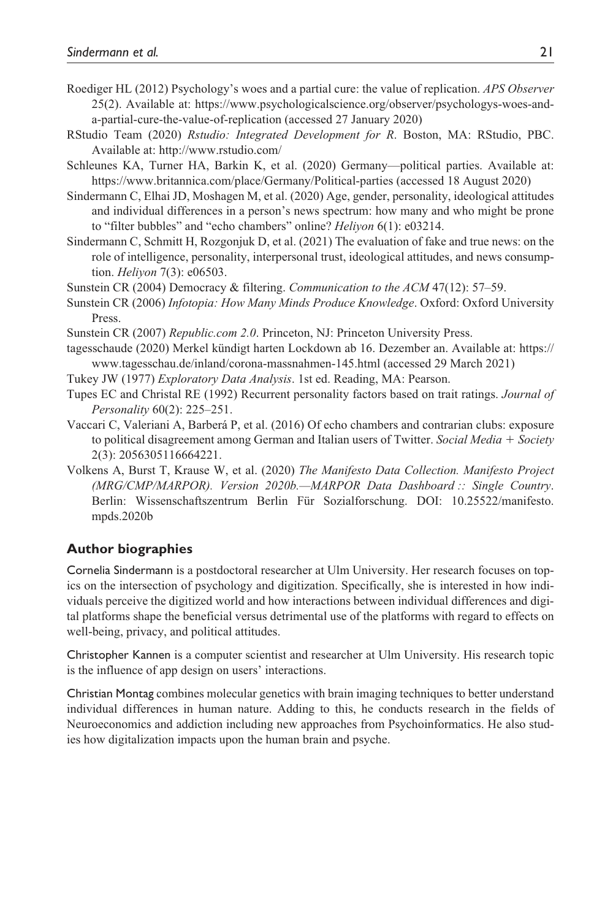Roediger HL (2012) Psychology's woes and a partial cure: the value of replication. *APS Observer* 25(2). Available at: https://www.psychologicalscience.org/observer/psychologys-woes-and-a-partial-cure-the-value-of-replication (accessed 27 January 2020)

RStudio Team (2020) *Rstudio: Integrated Development for R*. Boston, MA: RStudio, PBC. Available at: http://www.rstudio.com/

Schleunes KA, Turner HA, Barkin K, et al. (2020) Germany—political parties. Available at: https://www.britannica.com/place/Germany/Political-parties (accessed 18 August 2020)

Sindermann C, Elhai JD, Moshagen M, et al. (2020) Age, gender, personality, ideological attitudes and individual differences in a person's news spectrum: how many and who might be prone to "filter bubbles" and "echo chambers" online? *Heliyon* 6(1): e03214.

Sindermann C, Schmitt H, Rozgonjuk D, et al. (2021) The evaluation of fake and true news: on the role of intelligence, personality, interpersonal trust, ideological attitudes, and news consumption. *Heliyon* 7(3): e06503.

Sunstein CR (2004) Democracy & filtering. *Communication to the ACM* 47(12): 57–59.

Sunstein CR (2006) *Infotopia: How Many Minds Produce Knowledge*. Oxford: Oxford University Press.

Sunstein CR (2007) *Republic.com 2.0*. Princeton, NJ: Princeton University Press.

tagesschaude (2020) Merkel kündigt harten Lockdown ab 16. Dezember an. Available at: https://www.tagesschau.de/inland/corona-massnahmen-145.html (accessed 29 March 2021)

Tukey JW (1977) *Exploratory Data Analysis*. 1st ed. Reading, MA: Pearson.

Tupes EC and Christal RE (1992) Recurrent personality factors based on trait ratings. *Journal of Personality* 60(2): 225–251.

Vaccari C, Valeriani A, Barberá P, et al. (2016) Of echo chambers and contrarian clubs: exposure to political disagreement among German and Italian users of Twitter. *Social Media + Society* 2(3): 2056305116664221.

Volkens A, Burst T, Krause W, et al. (2020) *The Manifesto Data Collection. Manifesto Project (MRG/CMP/MARPOR). Version 2020b.—MARPOR Data Dashboard :: Single Country*. Berlin: Wissenschaftszentrum Berlin Für Sozialforschung. DOI: 10.25522/manifesto.mpds.2020b

## Author biographies

Cornelia Sindermann is a postdoctoral researcher at Ulm University. Her research focuses on topics on the intersection of psychology and digitization. Specifically, she is interested in how individuals perceive the digitized world and how interactions between individual differences and digital platforms shape the beneficial versus detrimental use of the platforms with regard to effects on well-being, privacy, and political attitudes.

Christopher Kannen is a computer scientist and researcher at Ulm University. His research topic is the influence of app design on users' interactions.

Christian Montag combines molecular genetics with brain imaging techniques to better understand individual differences in human nature. Adding to this, he conducts research in the fields of Neuroeconomics and addiction including new approaches from Psychoinformatics. He also studies how digitalization impacts upon the human brain and psyche.